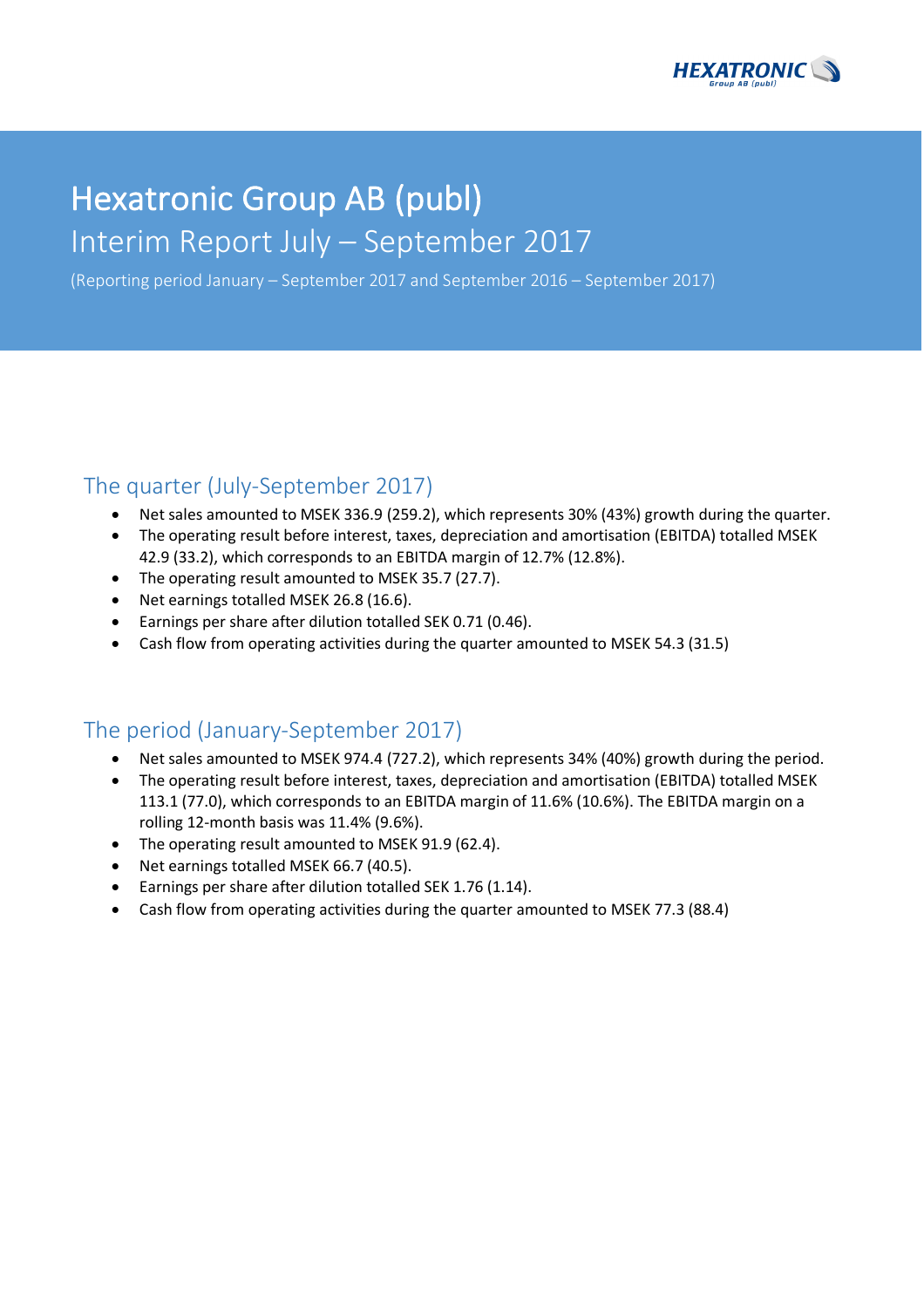# Hexatronic Group AB (publ)

## Interim Report July – September 2017

(Reporting period January – September 2017 and September 2016 – September 2017)

## The quarter (July-September 2017)

- Net sales amounted to MSEK 336.9 (259.2), which represents 30% (43%) growth during the quarter.
- The operating result before interest, taxes, depreciation and amortisation (EBITDA) totalled MSEK 42.9 (33.2), which corresponds to an EBITDA margin of 12.7% (12.8%).
- The operating result amounted to MSEK 35.7 (27.7).
- Net earnings totalled MSEK 26.8 (16.6).
- Earnings per share after dilution totalled SEK 0.71 (0.46).
- Cash flow from operating activities during the quarter amounted to MSEK 54.3 (31.5)

## The period (January-September 2017)

- Net sales amounted to MSEK 974.4 (727.2), which represents 34% (40%) growth during the period.
- The operating result before interest, taxes, depreciation and amortisation (EBITDA) totalled MSEK 113.1 (77.0), which corresponds to an EBITDA margin of 11.6% (10.6%). The EBITDA margin on a rolling 12-month basis was 11.4% (9.6%).
- The operating result amounted to MSEK 91.9 (62.4).
- Net earnings totalled MSEK 66.7 (40.5).
- Earnings per share after dilution totalled SEK 1.76 (1.14).
- Cash flow from operating activities during the quarter amounted to MSEK 77.3 (88.4)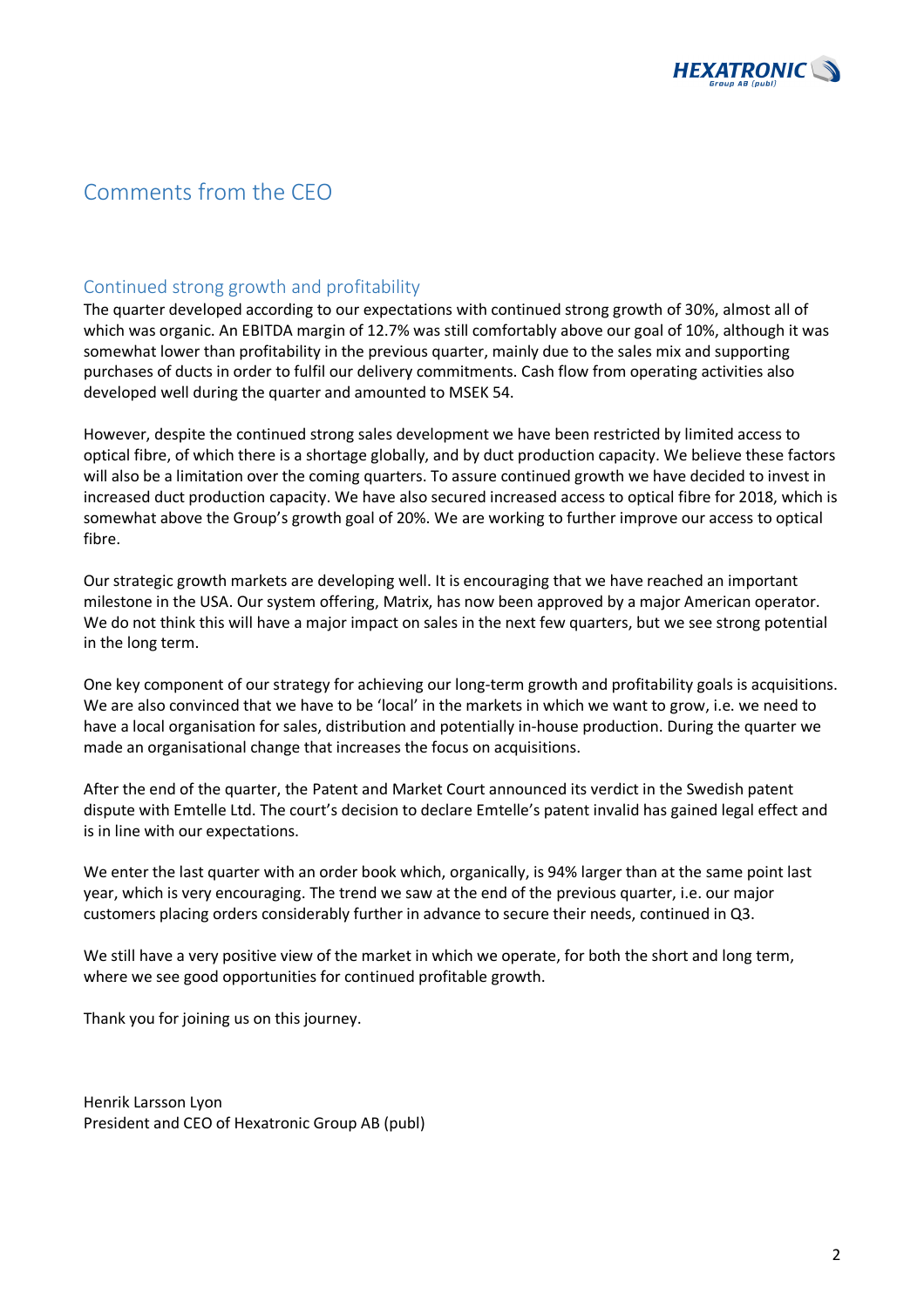# Comments from the CEO

## Continued strong growth and profitability

The quarter developed according to our expectations with continued strong growth of 30%, almost all of which was organic. An EBITDA margin of 12.7% was still comfortably above our goal of 10%, although it was somewhat lower than profitability in the previous quarter, mainly due to the sales mix and supporting purchases of ducts in order to fulfil our delivery commitments. Cash flow from operating activities also developed well during the quarter and amounted to MSEK 54.

However, despite the continued strong sales development we have been restricted by limited access to optical fibre, of which there is a shortage globally, and by duct production capacity. We believe these factors will also be a limitation over the coming quarters. To assure continued growth we have decided to invest in increased duct production capacity. We have also secured increased access to optical fibre for 2018, which is somewhat above the Group's growth goal of 20%. We are working to further improve our access to optical fibre.

Our strategic growth markets are developing well. It is encouraging that we have reached an important milestone in the USA. Our system offering, Matrix, has now been approved by a major American operator. We do not think this will have a major impact on sales in the next few quarters, but we see strong potential in the long term.

One key component of our strategy for achieving our long-term growth and profitability goals is acquisitions. We are also convinced that we have to be 'local' in the markets in which we want to grow, i.e. we need to have a local organisation for sales, distribution and potentially in-house production. During the quarter we made an organisational change that increases the focus on acquisitions.

After the end of the quarter, the Patent and Market Court announced its verdict in the Swedish patent dispute with Emtelle Ltd. The court's decision to declare Emtelle's patent invalid has gained legal effect and is in line with our expectations.

We enter the last quarter with an order book which, organically, is 94% larger than at the same point last year, which is very encouraging. The trend we saw at the end of the previous quarter, i.e. our major customers placing orders considerably further in advance to secure their needs, continued in Q3.

We still have a very positive view of the market in which we operate, for both the short and long term, where we see good opportunities for continued profitable growth.

Thank you for joining us on this journey.

Henrik Larsson Lyon
President and CEO of Hexatronic Group AB (publ)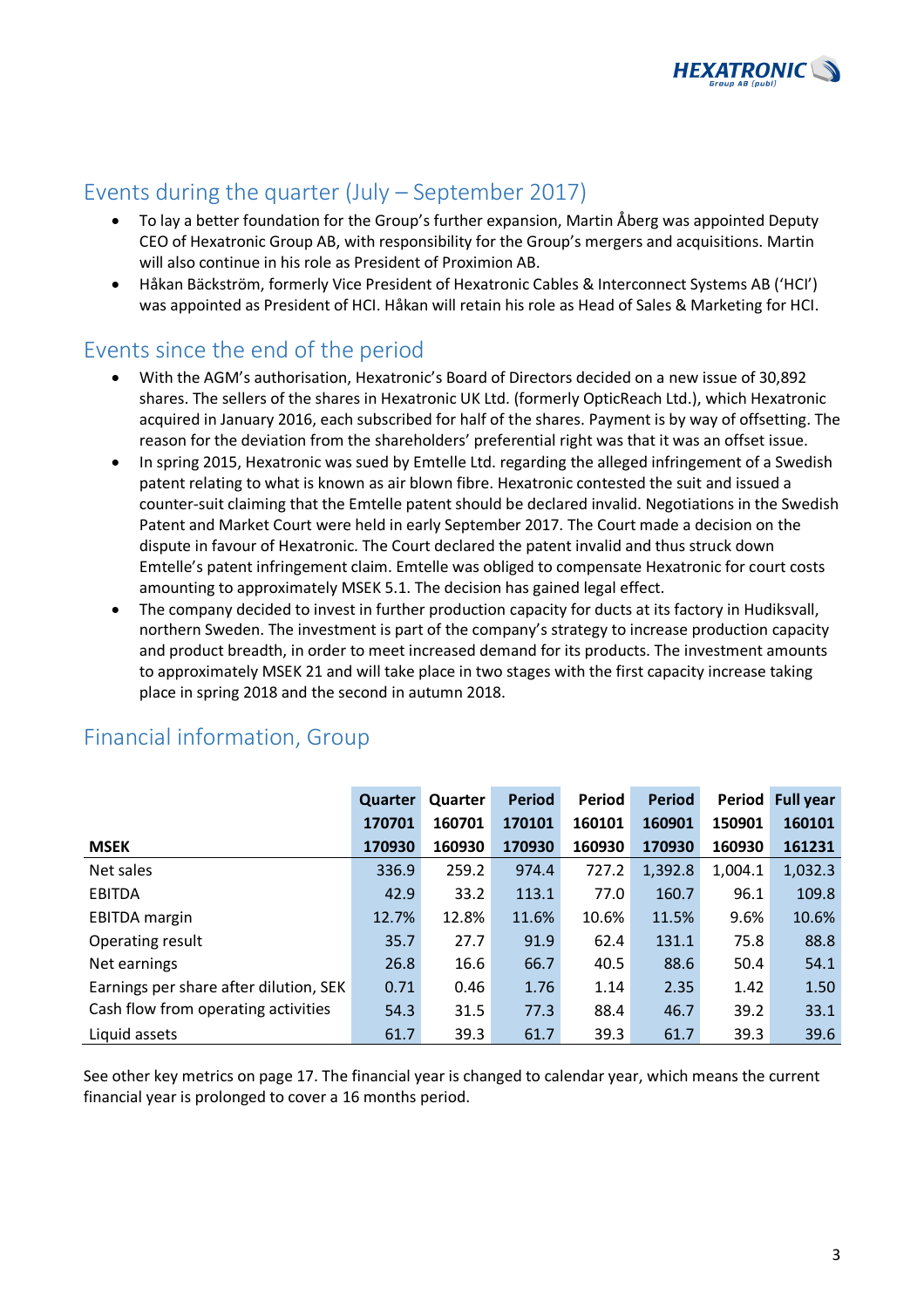## Events during the quarter (July – September 2017)

- To lay a better foundation for the Group's further expansion, Martin Åberg was appointed Deputy CEO of Hexatronic Group AB, with responsibility for the Group's mergers and acquisitions. Martin will also continue in his role as President of Proximion AB.
- Håkan Bäckström, formerly Vice President of Hexatronic Cables & Interconnect Systems AB ('HCI') was appointed as President of HCI. Håkan will retain his role as Head of Sales & Marketing for HCI.

## Events since the end of the period

- With the AGM's authorisation, Hexatronic's Board of Directors decided on a new issue of 30,892 shares. The sellers of the shares in Hexatronic UK Ltd. (formerly OpticReach Ltd.), which Hexatronic acquired in January 2016, each subscribed for half of the shares. Payment is by way of offsetting. The reason for the deviation from the shareholders' preferential right was that it was an offset issue.
- In spring 2015, Hexatronic was sued by Emtelle Ltd. regarding the alleged infringement of a Swedish patent relating to what is known as air blown fibre. Hexatronic contested the suit and issued a counter-suit claiming that the Emtelle patent should be declared invalid. Negotiations in the Swedish Patent and Market Court were held in early September 2017. The Court made a decision on the dispute in favour of Hexatronic. The Court declared the patent invalid and thus struck down Emtelle's patent infringement claim. Emtelle was obliged to compensate Hexatronic for court costs amounting to approximately MSEK 5.1. The decision has gained legal effect.
- The company decided to invest in further production capacity for ducts at its factory in Hudiksvall, northern Sweden. The investment is part of the company's strategy to increase production capacity and product breadth, in order to meet increased demand for its products. The investment amounts to approximately MSEK 21 and will take place in two stages with the first capacity increase taking place in spring 2018 and the second in autumn 2018.

## Financial information, Group

| MSEK | Quarter 170701 170930 | Quarter 160701 160930 | Period 170101 170930 | Period 160101 160930 | Period 160901 170930 | Period 150901 160930 | Full year 160101 161231 |
|---|---|---|---|---|---|---|---|
| Net sales | 336.9 | 259.2 | 974.4 | 727.2 | 1,392.8 | 1,004.1 | 1,032.3 |
| EBITDA | 42.9 | 33.2 | 113.1 | 77.0 | 160.7 | 96.1 | 109.8 |
| EBITDA margin | 12.7% | 12.8% | 11.6% | 10.6% | 11.5% | 9.6% | 10.6% |
| Operating result | 35.7 | 27.7 | 91.9 | 62.4 | 131.1 | 75.8 | 88.8 |
| Net earnings | 26.8 | 16.6 | 66.7 | 40.5 | 88.6 | 50.4 | 54.1 |
| Earnings per share after dilution, SEK | 0.71 | 0.46 | 1.76 | 1.14 | 2.35 | 1.42 | 1.50 |
| Cash flow from operating activities | 54.3 | 31.5 | 77.3 | 88.4 | 46.7 | 39.2 | 33.1 |
| Liquid assets | 61.7 | 39.3 | 61.7 | 39.3 | 61.7 | 39.3 | 39.6 |

See other key metrics on page 17. The financial year is changed to calendar year, which means the current financial year is prolonged to cover a 16 months period.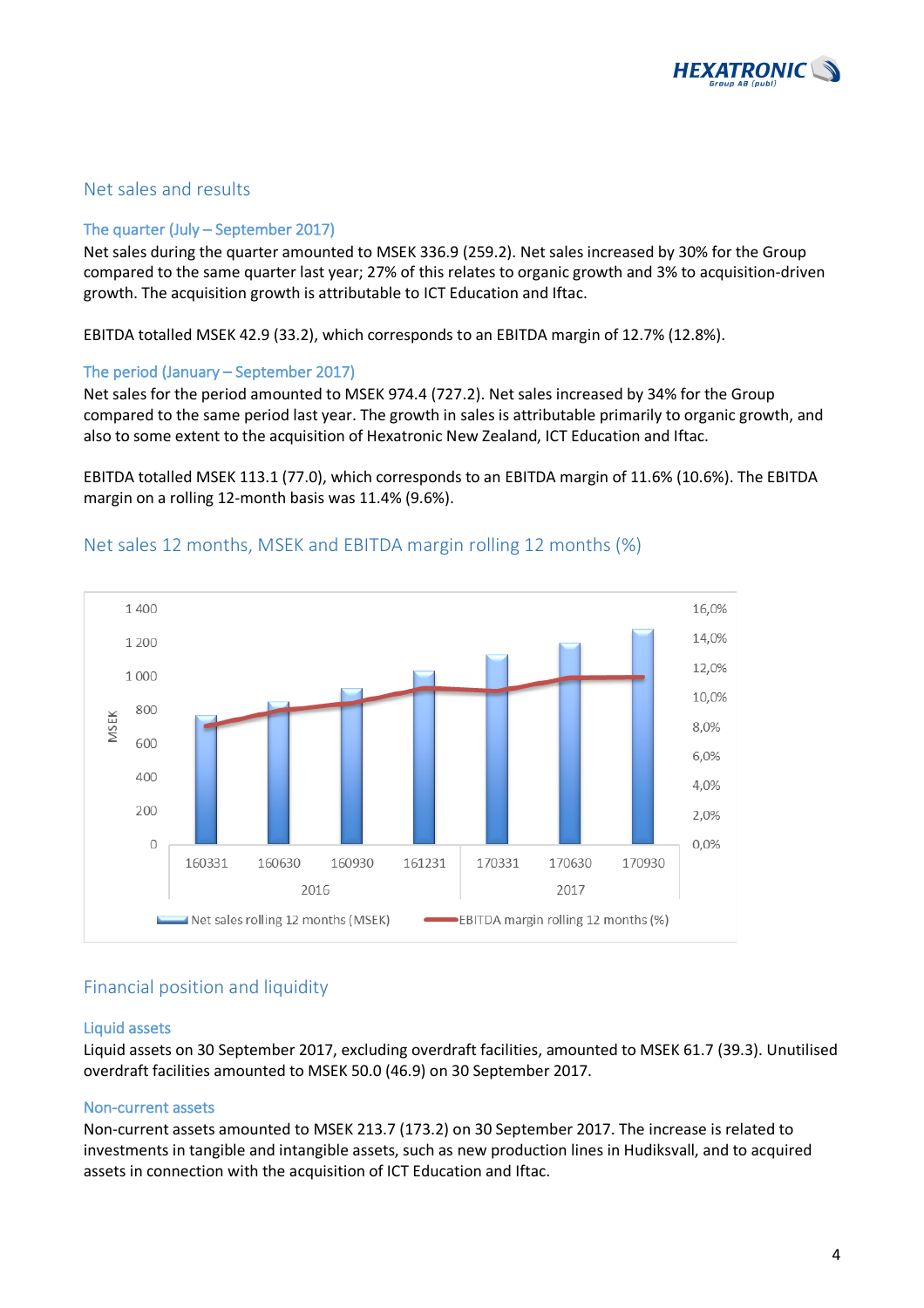## Net sales and results

### The quarter (July – September 2017)

Net sales during the quarter amounted to MSEK 336.9 (259.2). Net sales increased by 30% for the Group compared to the same quarter last year; 27% of this relates to organic growth and 3% to acquisition-driven growth. The acquisition growth is attributable to ICT Education and Iftac.

EBITDA totalled MSEK 42.9 (33.2), which corresponds to an EBITDA margin of 12.7% (12.8%).

### The period (January – September 2017)

Net sales for the period amounted to MSEK 974.4 (727.2). Net sales increased by 34% for the Group compared to the same period last year. The growth in sales is attributable primarily to organic growth, and also to some extent to the acquisition of Hexatronic New Zealand, ICT Education and Iftac.

EBITDA totalled MSEK 113.1 (77.0), which corresponds to an EBITDA margin of 11.6% (10.6%). The EBITDA margin on a rolling 12-month basis was 11.4% (9.6%).

## Net sales 12 months, MSEK and EBITDA margin rolling 12 months (%)

## Financial position and liquidity

### Liquid assets

Liquid assets on 30 September 2017, excluding overdraft facilities, amounted to MSEK 61.7 (39.3). Unutilised overdraft facilities amounted to MSEK 50.0 (46.9) on 30 September 2017.

### Non-current assets

Non-current assets amounted to MSEK 213.7 (173.2) on 30 September 2017. The increase is related to investments in tangible and intangible assets, such as new production lines in Hudiksvall, and to acquired assets in connection with the acquisition of ICT Education and Iftac.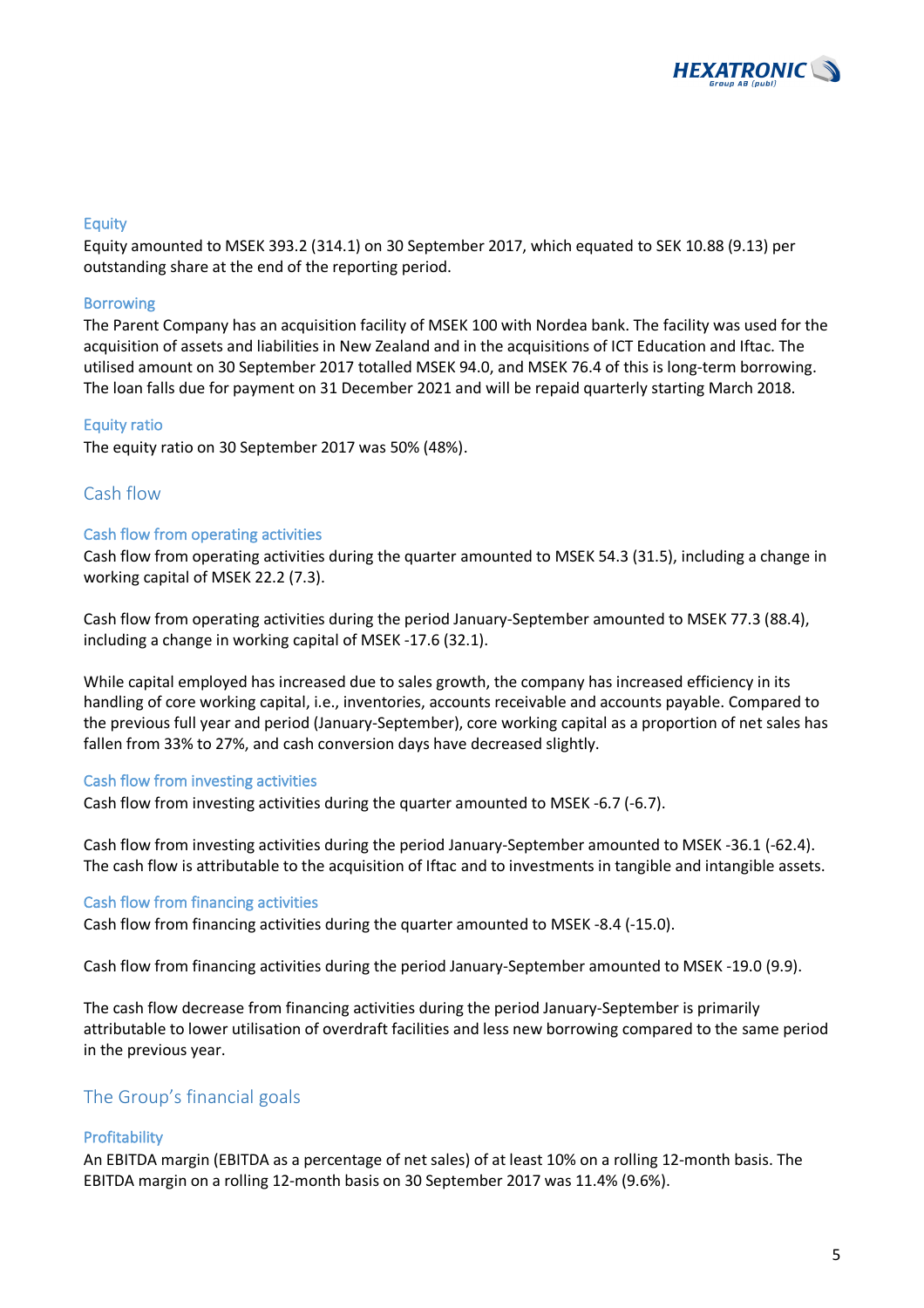#### Equity

Equity amounted to MSEK 393.2 (314.1) on 30 September 2017, which equated to SEK 10.88 (9.13) per outstanding share at the end of the reporting period.

#### Borrowing

The Parent Company has an acquisition facility of MSEK 100 with Nordea bank. The facility was used for the acquisition of assets and liabilities in New Zealand and in the acquisitions of ICT Education and Iftac. The utilised amount on 30 September 2017 totalled MSEK 94.0, and MSEK 76.4 of this is long-term borrowing. The loan falls due for payment on 31 December 2021 and will be repaid quarterly starting March 2018.

#### Equity ratio

The equity ratio on 30 September 2017 was 50% (48%).

### Cash flow

#### Cash flow from operating activities

Cash flow from operating activities during the quarter amounted to MSEK 54.3 (31.5), including a change in working capital of MSEK 22.2 (7.3).

Cash flow from operating activities during the period January-September amounted to MSEK 77.3 (88.4), including a change in working capital of MSEK -17.6 (32.1).

While capital employed has increased due to sales growth, the company has increased efficiency in its handling of core working capital, i.e., inventories, accounts receivable and accounts payable. Compared to the previous full year and period (January-September), core working capital as a proportion of net sales has fallen from 33% to 27%, and cash conversion days have decreased slightly.

#### Cash flow from investing activities

Cash flow from investing activities during the quarter amounted to MSEK -6.7 (-6.7).

Cash flow from investing activities during the period January-September amounted to MSEK -36.1 (-62.4). The cash flow is attributable to the acquisition of Iftac and to investments in tangible and intangible assets.

#### Cash flow from financing activities

Cash flow from financing activities during the quarter amounted to MSEK -8.4 (-15.0).

Cash flow from financing activities during the period January-September amounted to MSEK -19.0 (9.9).

The cash flow decrease from financing activities during the period January-September is primarily attributable to lower utilisation of overdraft facilities and less new borrowing compared to the same period in the previous year.

### The Group's financial goals

#### Profitability

An EBITDA margin (EBITDA as a percentage of net sales) of at least 10% on a rolling 12-month basis. The EBITDA margin on a rolling 12-month basis on 30 September 2017 was 11.4% (9.6%).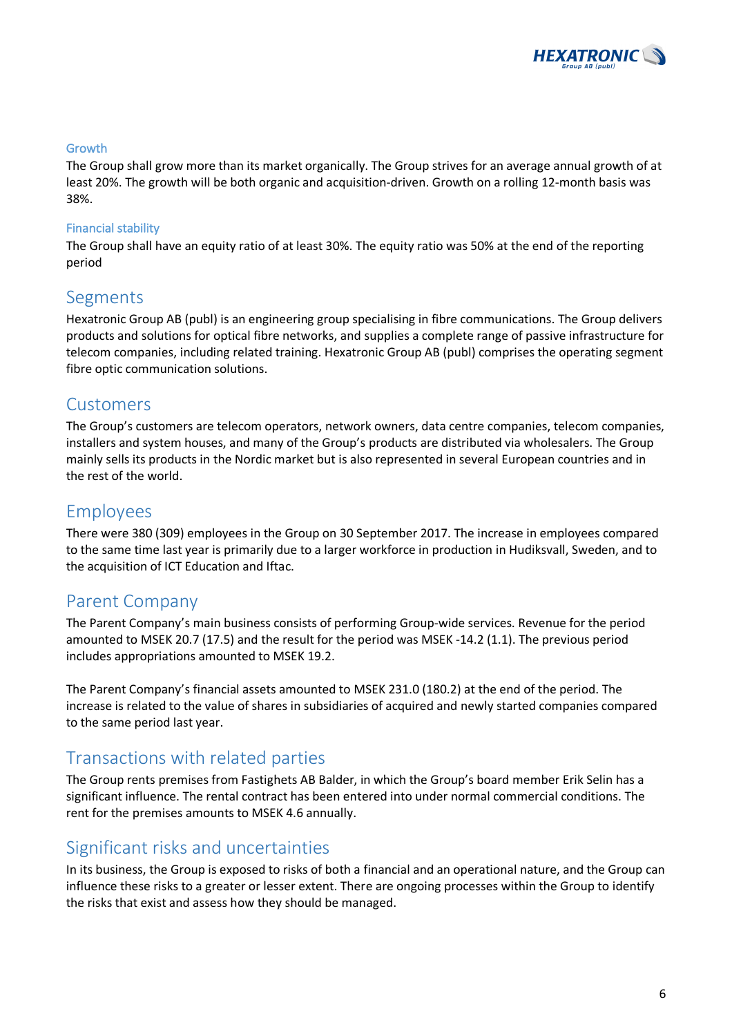### Growth

The Group shall grow more than its market organically. The Group strives for an average annual growth of at least 20%. The growth will be both organic and acquisition-driven. Growth on a rolling 12-month basis was 38%.

### Financial stability

The Group shall have an equity ratio of at least 30%. The equity ratio was 50% at the end of the reporting period

## Segments

Hexatronic Group AB (publ) is an engineering group specialising in fibre communications. The Group delivers products and solutions for optical fibre networks, and supplies a complete range of passive infrastructure for telecom companies, including related training. Hexatronic Group AB (publ) comprises the operating segment fibre optic communication solutions.

## Customers

The Group's customers are telecom operators, network owners, data centre companies, telecom companies, installers and system houses, and many of the Group's products are distributed via wholesalers. The Group mainly sells its products in the Nordic market but is also represented in several European countries and in the rest of the world.

## Employees

There were 380 (309) employees in the Group on 30 September 2017. The increase in employees compared to the same time last year is primarily due to a larger workforce in production in Hudiksvall, Sweden, and to the acquisition of ICT Education and Iftac.

## Parent Company

The Parent Company's main business consists of performing Group-wide services. Revenue for the period amounted to MSEK 20.7 (17.5) and the result for the period was MSEK -14.2 (1.1). The previous period includes appropriations amounted to MSEK 19.2.

The Parent Company's financial assets amounted to MSEK 231.0 (180.2) at the end of the period. The increase is related to the value of shares in subsidiaries of acquired and newly started companies compared to the same period last year.

## Transactions with related parties

The Group rents premises from Fastighets AB Balder, in which the Group's board member Erik Selin has a significant influence. The rental contract has been entered into under normal commercial conditions. The rent for the premises amounts to MSEK 4.6 annually.

## Significant risks and uncertainties

In its business, the Group is exposed to risks of both a financial and an operational nature, and the Group can influence these risks to a greater or lesser extent. There are ongoing processes within the Group to identify the risks that exist and assess how they should be managed.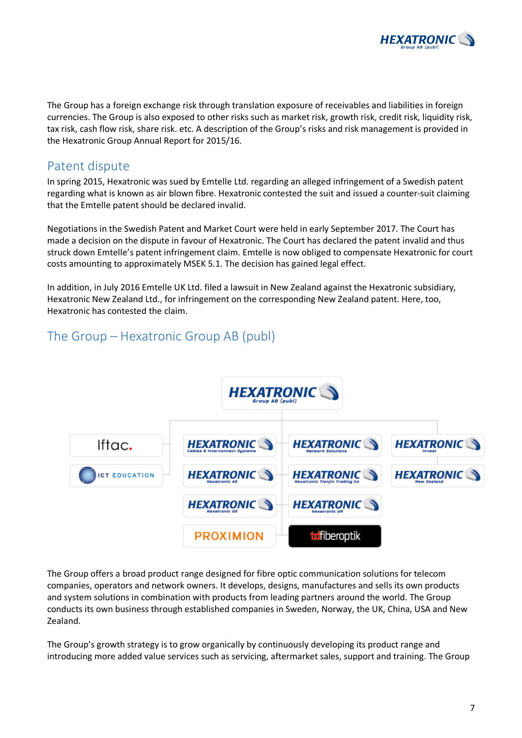The Group has a foreign exchange risk through translation exposure of receivables and liabilities in foreign currencies. The Group is also exposed to other risks such as market risk, growth risk, credit risk, liquidity risk, tax risk, cash flow risk, share risk. etc. A description of the Group's risks and risk management is provided in the Hexatronic Group Annual Report for 2015/16.

## Patent dispute

In spring 2015, Hexatronic was sued by Emtelle Ltd. regarding an alleged infringement of a Swedish patent regarding what is known as air blown fibre. Hexatronic contested the suit and issued a counter-suit claiming that the Emtelle patent should be declared invalid.

Negotiations in the Swedish Patent and Market Court were held in early September 2017. The Court has made a decision on the dispute in favour of Hexatronic. The Court has declared the patent invalid and thus struck down Emtelle's patent infringement claim. Emtelle is now obliged to compensate Hexatronic for court costs amounting to approximately MSEK 5.1. The decision has gained legal effect.

In addition, in July 2016 Emtelle UK Ltd. filed a lawsuit in New Zealand against the Hexatronic subsidiary, Hexatronic New Zealand Ltd., for infringement on the corresponding New Zealand patent. Here, too, Hexatronic has contested the claim.

## The Group – Hexatronic Group AB (publ)

HEXATRONIC Group AB (publ)

- Iftac.
- ICT EDUCATION
- HEXATRONIC Cables & Interconnect Systems
- HEXATRONIC Hexatronic AS
- HEXATRONIC Hexatronic US
- PROXIMION
- HEXATRONIC Network Solutions
- HEXATRONIC Hexatronic Tianjin Trading Co
- HEXATRONIC Hexatronic UK
- tdfiberoptik
- HEXATRONIC Invest
- HEXATRONIC New Zealand

The Group offers a broad product range designed for fibre optic communication solutions for telecom companies, operators and network owners. It develops, designs, manufactures and sells its own products and system solutions in combination with products from leading partners around the world. The Group conducts its own business through established companies in Sweden, Norway, the UK, China, USA and New Zealand.

The Group's growth strategy is to grow organically by continuously developing its product range and introducing more added value services such as servicing, aftermarket sales, support and training. The Group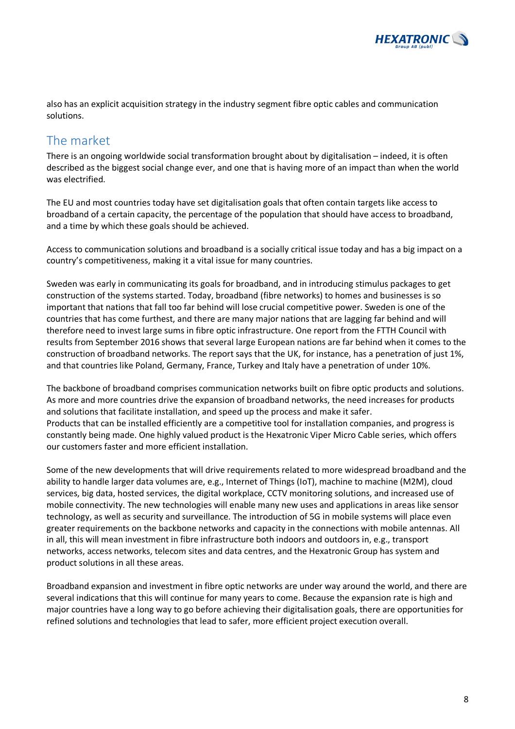also has an explicit acquisition strategy in the industry segment fibre optic cables and communication solutions.

## The market

There is an ongoing worldwide social transformation brought about by digitalisation – indeed, it is often described as the biggest social change ever, and one that is having more of an impact than when the world was electrified.

The EU and most countries today have set digitalisation goals that often contain targets like access to broadband of a certain capacity, the percentage of the population that should have access to broadband, and a time by which these goals should be achieved.

Access to communication solutions and broadband is a socially critical issue today and has a big impact on a country's competitiveness, making it a vital issue for many countries.

Sweden was early in communicating its goals for broadband, and in introducing stimulus packages to get construction of the systems started. Today, broadband (fibre networks) to homes and businesses is so important that nations that fall too far behind will lose crucial competitive power. Sweden is one of the countries that has come furthest, and there are many major nations that are lagging far behind and will therefore need to invest large sums in fibre optic infrastructure. One report from the FTTH Council with results from September 2016 shows that several large European nations are far behind when it comes to the construction of broadband networks. The report says that the UK, for instance, has a penetration of just 1%, and that countries like Poland, Germany, France, Turkey and Italy have a penetration of under 10%.

The backbone of broadband comprises communication networks built on fibre optic products and solutions. As more and more countries drive the expansion of broadband networks, the need increases for products and solutions that facilitate installation, and speed up the process and make it safer.
Products that can be installed efficiently are a competitive tool for installation companies, and progress is constantly being made. One highly valued product is the Hexatronic Viper Micro Cable series, which offers our customers faster and more efficient installation.

Some of the new developments that will drive requirements related to more widespread broadband and the ability to handle larger data volumes are, e.g., Internet of Things (IoT), machine to machine (M2M), cloud services, big data, hosted services, the digital workplace, CCTV monitoring solutions, and increased use of mobile connectivity. The new technologies will enable many new uses and applications in areas like sensor technology, as well as security and surveillance. The introduction of 5G in mobile systems will place even greater requirements on the backbone networks and capacity in the connections with mobile antennas. All in all, this will mean investment in fibre infrastructure both indoors and outdoors in, e.g., transport networks, access networks, telecom sites and data centres, and the Hexatronic Group has system and product solutions in all these areas.

Broadband expansion and investment in fibre optic networks are under way around the world, and there are several indications that this will continue for many years to come. Because the expansion rate is high and major countries have a long way to go before achieving their digitalisation goals, there are opportunities for refined solutions and technologies that lead to safer, more efficient project execution overall.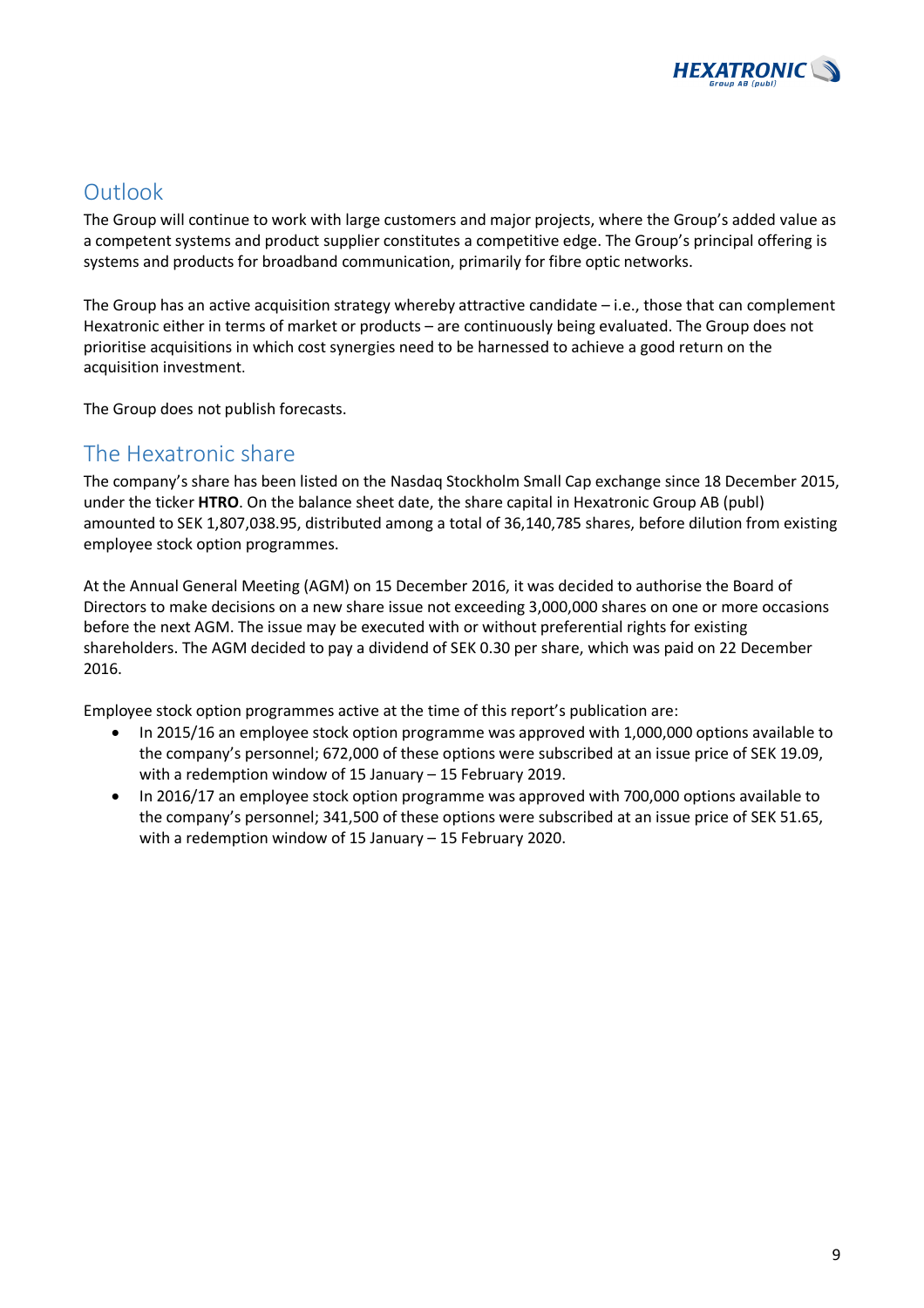## Outlook

The Group will continue to work with large customers and major projects, where the Group's added value as a competent systems and product supplier constitutes a competitive edge. The Group's principal offering is systems and products for broadband communication, primarily for fibre optic networks.

The Group has an active acquisition strategy whereby attractive candidate – i.e., those that can complement Hexatronic either in terms of market or products – are continuously being evaluated. The Group does not prioritise acquisitions in which cost synergies need to be harnessed to achieve a good return on the acquisition investment.

The Group does not publish forecasts.

## The Hexatronic share

The company's share has been listed on the Nasdaq Stockholm Small Cap exchange since 18 December 2015, under the ticker **HTRO**. On the balance sheet date, the share capital in Hexatronic Group AB (publ) amounted to SEK 1,807,038.95, distributed among a total of 36,140,785 shares, before dilution from existing employee stock option programmes.

At the Annual General Meeting (AGM) on 15 December 2016, it was decided to authorise the Board of Directors to make decisions on a new share issue not exceeding 3,000,000 shares on one or more occasions before the next AGM. The issue may be executed with or without preferential rights for existing shareholders. The AGM decided to pay a dividend of SEK 0.30 per share, which was paid on 22 December 2016.

Employee stock option programmes active at the time of this report's publication are:

- In 2015/16 an employee stock option programme was approved with 1,000,000 options available to the company's personnel; 672,000 of these options were subscribed at an issue price of SEK 19.09, with a redemption window of 15 January – 15 February 2019.
- In 2016/17 an employee stock option programme was approved with 700,000 options available to the company's personnel; 341,500 of these options were subscribed at an issue price of SEK 51.65, with a redemption window of 15 January – 15 February 2020.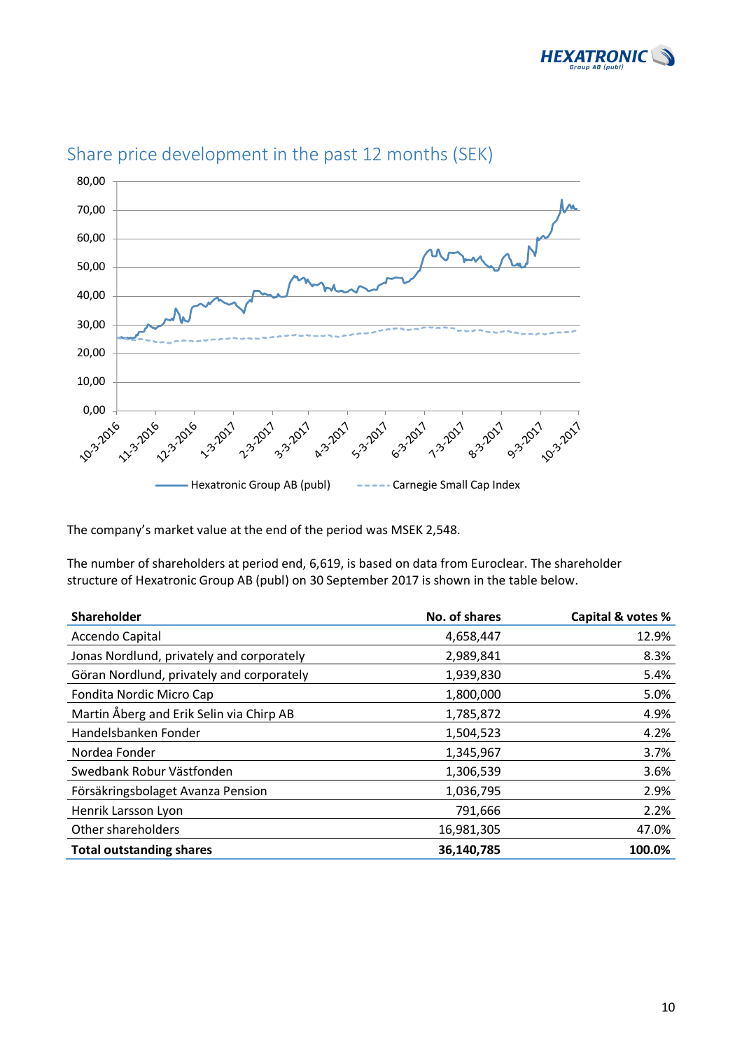## Share price development in the past 12 months (SEK)

The company's market value at the end of the period was MSEK 2,548.

The number of shareholders at period end, 6,619, is based on data from Euroclear. The shareholder structure of Hexatronic Group AB (publ) on 30 September 2017 is shown in the table below.

| Shareholder | No. of shares | Capital & votes % |
|---|---:|---:|
| Accendo Capital | 4,658,447 | 12.9% |
| Jonas Nordlund, privately and corporately | 2,989,841 | 8.3% |
| Göran Nordlund, privately and corporately | 1,939,830 | 5.4% |
| Fondita Nordic Micro Cap | 1,800,000 | 5.0% |
| Martin Åberg and Erik Selin via Chirp AB | 1,785,872 | 4.9% |
| Handelsbanken Fonder | 1,504,523 | 4.2% |
| Nordea Fonder | 1,345,967 | 3.7% |
| Swedbank Robur Västfonden | 1,306,539 | 3.6% |
| Försäkringsbolaget Avanza Pension | 1,036,795 | 2.9% |
| Henrik Larsson Lyon | 791,666 | 2.2% |
| Other shareholders | 16,981,305 | 47.0% |
| **Total outstanding shares** | **36,140,785** | **100.0%** |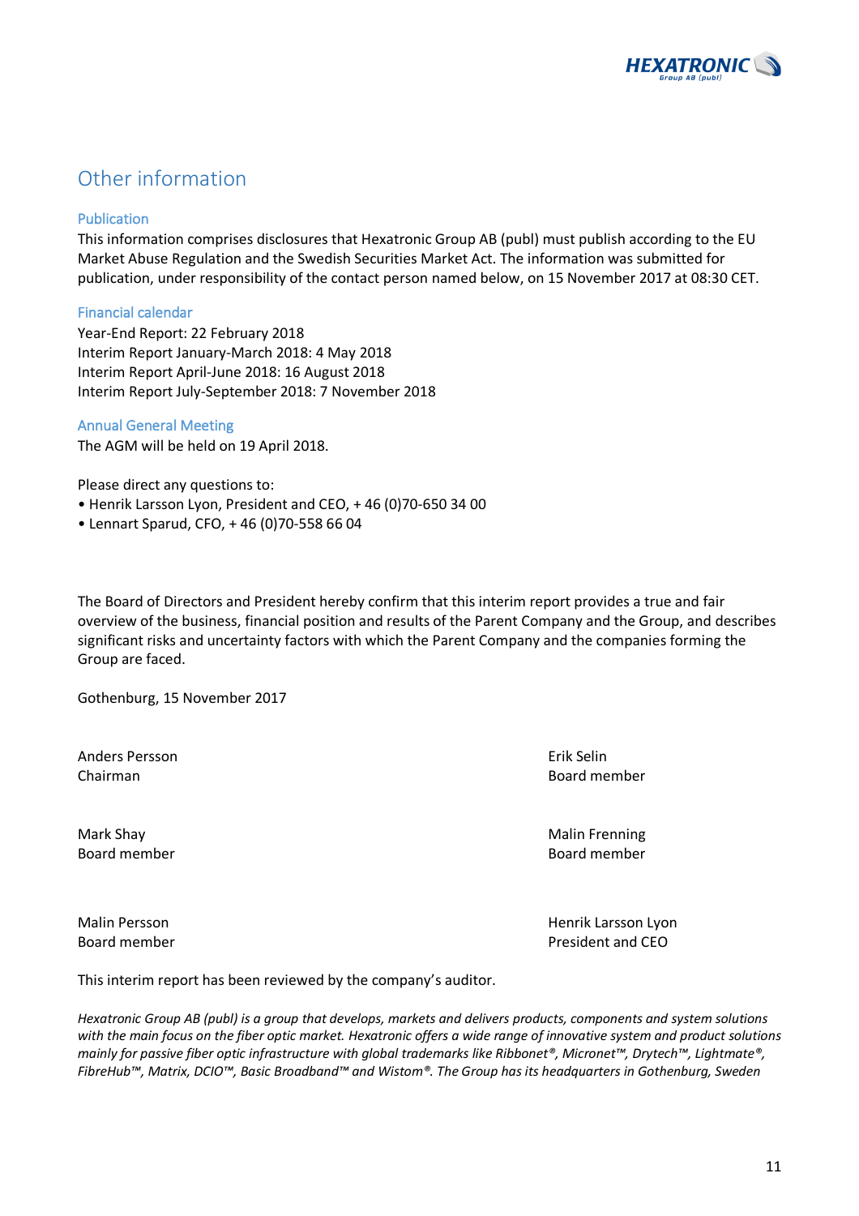# Other information

### Publication

This information comprises disclosures that Hexatronic Group AB (publ) must publish according to the EU Market Abuse Regulation and the Swedish Securities Market Act. The information was submitted for publication, under responsibility of the contact person named below, on 15 November 2017 at 08:30 CET.

### Financial calendar

Year-End Report: 22 February 2018
Interim Report January-March 2018: 4 May 2018
Interim Report April-June 2018: 16 August 2018
Interim Report July-September 2018: 7 November 2018

### Annual General Meeting

The AGM will be held on 19 April 2018.

Please direct any questions to:

- Henrik Larsson Lyon, President and CEO, + 46 (0)70-650 34 00
- Lennart Sparud, CFO, + 46 (0)70-558 66 04

The Board of Directors and President hereby confirm that this interim report provides a true and fair overview of the business, financial position and results of the Parent Company and the Group, and describes significant risks and uncertainty factors with which the Parent Company and the companies forming the Group are faced.

Gothenburg, 15 November 2017

Anders Persson
Chairman

Erik Selin
Board member

Mark Shay
Board member

Malin Frenning
Board member

Malin Persson
Board member

Henrik Larsson Lyon
President and CEO

This interim report has been reviewed by the company's auditor.

*Hexatronic Group AB (publ) is a group that develops, markets and delivers products, components and system solutions with the main focus on the fiber optic market. Hexatronic offers a wide range of innovative system and product solutions mainly for passive fiber optic infrastructure with global trademarks like Ribbonet®, Micronet™, Drytech™, Lightmate®, FibreHub™, Matrix, DCIO™, Basic Broadband™ and Wistom®. The Group has its headquarters in Gothenburg, Sweden*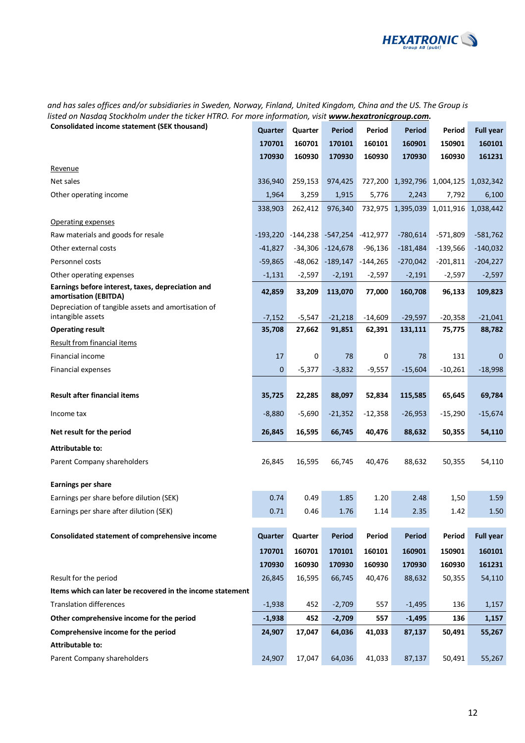*and has sales offices and/or subsidiaries in Sweden, Norway, Finland, United Kingdom, China and the US. The Group is listed on Nasdaq Stockholm under the ticker HTRO. For more information, visit* ***www.hexatronicgroup.com.***

| **Consolidated income statement (SEK thousand)** | **Quarter** | **Quarter** | **Period** | **Period** | **Period** | **Period** | **Full year** |
|---|---|---|---|---|---|---|---|
| | **170701** | **160701** | **170101** | **160101** | **160901** | **150901** | **160101** |
| | **170930** | **160930** | **170930** | **160930** | **170930** | **160930** | **161231** |
| Revenue | | | | | | | |
| Net sales | 336,940 | 259,153 | 974,425 | 727,200 | 1,392,796 | 1,004,125 | 1,032,342 |
| Other operating income | 1,964 | 3,259 | 1,915 | 5,776 | 2,243 | 7,792 | 6,100 |
| | 338,903 | 262,412 | 976,340 | 732,975 | 1,395,039 | 1,011,916 | 1,038,442 |
| Operating expenses | | | | | | | |
| Raw materials and goods for resale | -193,220 | -144,238 | -547,254 | -412,977 | -780,614 | -571,809 | -581,762 |
| Other external costs | -41,827 | -34,306 | -124,678 | -96,136 | -181,484 | -139,566 | -140,032 |
| Personnel costs | -59,865 | -48,062 | -189,147 | -144,265 | -270,042 | -201,811 | -204,227 |
| Other operating expenses | -1,131 | -2,597 | -2,191 | -2,597 | -2,191 | -2,597 | -2,597 |
| **Earnings before interest, taxes, depreciation and amortisation (EBITDA)** | **42,859** | **33,209** | **113,070** | **77,000** | **160,708** | **96,133** | **109,823** |
| Depreciation of tangible assets and amortisation of intangible assets | -7,152 | -5,547 | -21,218 | -14,609 | -29,597 | -20,358 | -21,041 |
| **Operating result** | **35,708** | **27,662** | **91,851** | **62,391** | **131,111** | **75,775** | **88,782** |
| Result from financial items | | | | | | | |
| Financial income | 17 | 0 | 78 | 0 | 78 | 131 | 0 |
| Financial expenses | 0 | -5,377 | -3,832 | -9,557 | -15,604 | -10,261 | -18,998 |
| **Result after financial items** | **35,725** | **22,285** | **88,097** | **52,834** | **115,585** | **65,645** | **69,784** |
| Income tax | -8,880 | -5,690 | -21,352 | -12,358 | -26,953 | -15,290 | -15,674 |
| **Net result for the period** | **26,845** | **16,595** | **66,745** | **40,476** | **88,632** | **50,355** | **54,110** |
| **Attributable to:** | | | | | | | |
| Parent Company shareholders | 26,845 | 16,595 | 66,745 | 40,476 | 88,632 | 50,355 | 54,110 |
| **Earnings per share** | | | | | | | |
| Earnings per share before dilution (SEK) | 0.74 | 0.49 | 1.85 | 1.20 | 2.48 | 1,50 | 1.59 |
| Earnings per share after dilution (SEK) | 0.71 | 0.46 | 1.76 | 1.14 | 2.35 | 1.42 | 1.50 |

| **Consolidated statement of comprehensive income** | **Quarter** | **Quarter** | **Period** | **Period** | **Period** | **Period** | **Full year** |
|---|---|---|---|---|---|---|---|
| | **170701** | **160701** | **170101** | **160101** | **160901** | **150901** | **160101** |
| | **170930** | **160930** | **170930** | **160930** | **170930** | **160930** | **161231** |
| Result for the period | 26,845 | 16,595 | 66,745 | 40,476 | 88,632 | 50,355 | 54,110 |
| **Items which can later be recovered in the income statement** | | | | | | | |
| Translation differences | -1,938 | 452 | -2,709 | 557 | -1,495 | 136 | 1,157 |
| **Other comprehensive income for the period** | **-1,938** | **452** | **-2,709** | **557** | **-1,495** | **136** | **1,157** |
| **Comprehensive income for the period** | **24,907** | **17,047** | **64,036** | **41,033** | **87,137** | **50,491** | **55,267** |
| **Attributable to:** | | | | | | | |
| Parent Company shareholders | 24,907 | 17,047 | 64,036 | 41,033 | 87,137 | 50,491 | 55,267 |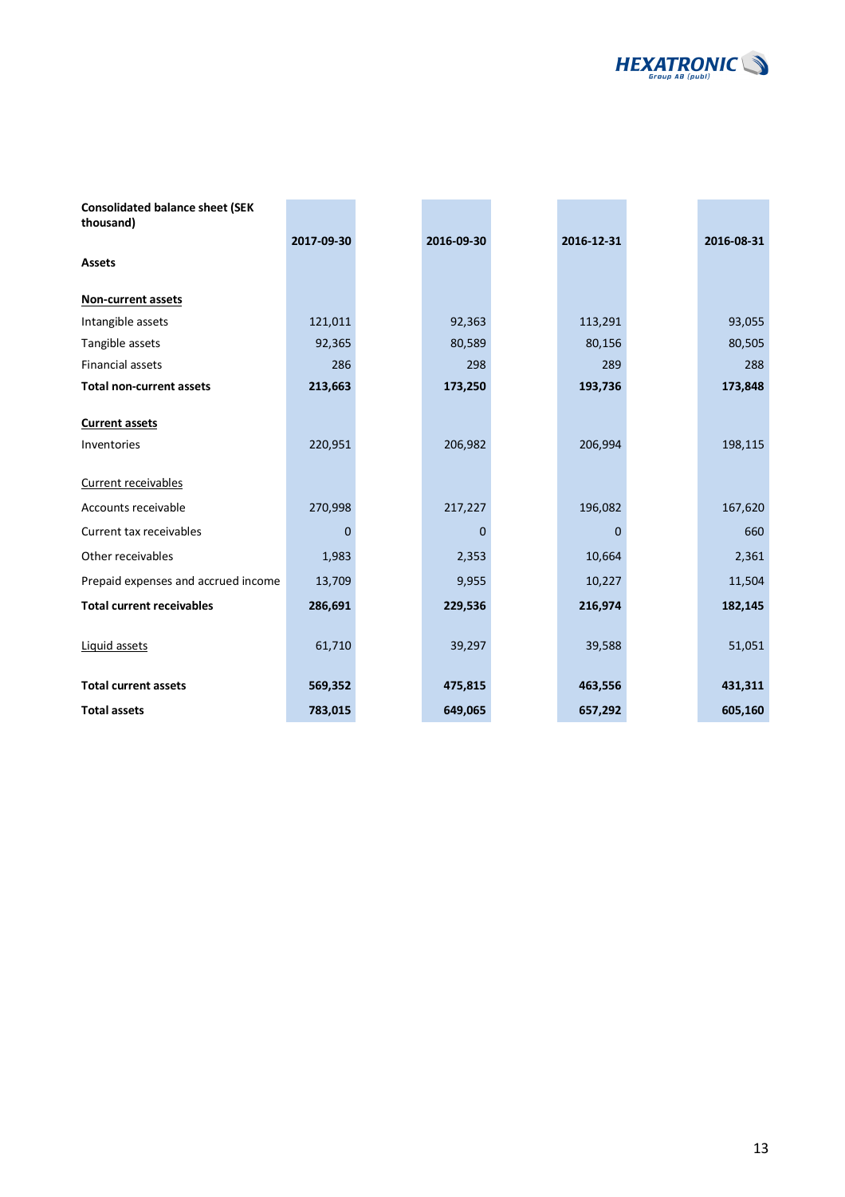| Consolidated balance sheet (SEK thousand) | 2017-09-30 | 2016-09-30 | 2016-12-31 | 2016-08-31 |
|---|---|---|---|---|
| **Assets** | | | | |
| **Non-current assets** | | | | |
| Intangible assets | 121,011 | 92,363 | 113,291 | 93,055 |
| Tangible assets | 92,365 | 80,589 | 80,156 | 80,505 |
| Financial assets | 286 | 298 | 289 | 288 |
| **Total non-current assets** | **213,663** | **173,250** | **193,736** | **173,848** |
| **Current assets** | | | | |
| Inventories | 220,951 | 206,982 | 206,994 | 198,115 |
| Current receivables | | | | |
| Accounts receivable | 270,998 | 217,227 | 196,082 | 167,620 |
| Current tax receivables | 0 | 0 | 0 | 660 |
| Other receivables | 1,983 | 2,353 | 10,664 | 2,361 |
| Prepaid expenses and accrued income | 13,709 | 9,955 | 10,227 | 11,504 |
| **Total current receivables** | **286,691** | **229,536** | **216,974** | **182,145** |
| Liquid assets | 61,710 | 39,297 | 39,588 | 51,051 |
| **Total current assets** | **569,352** | **475,815** | **463,556** | **431,311** |
| **Total assets** | **783,015** | **649,065** | **657,292** | **605,160** |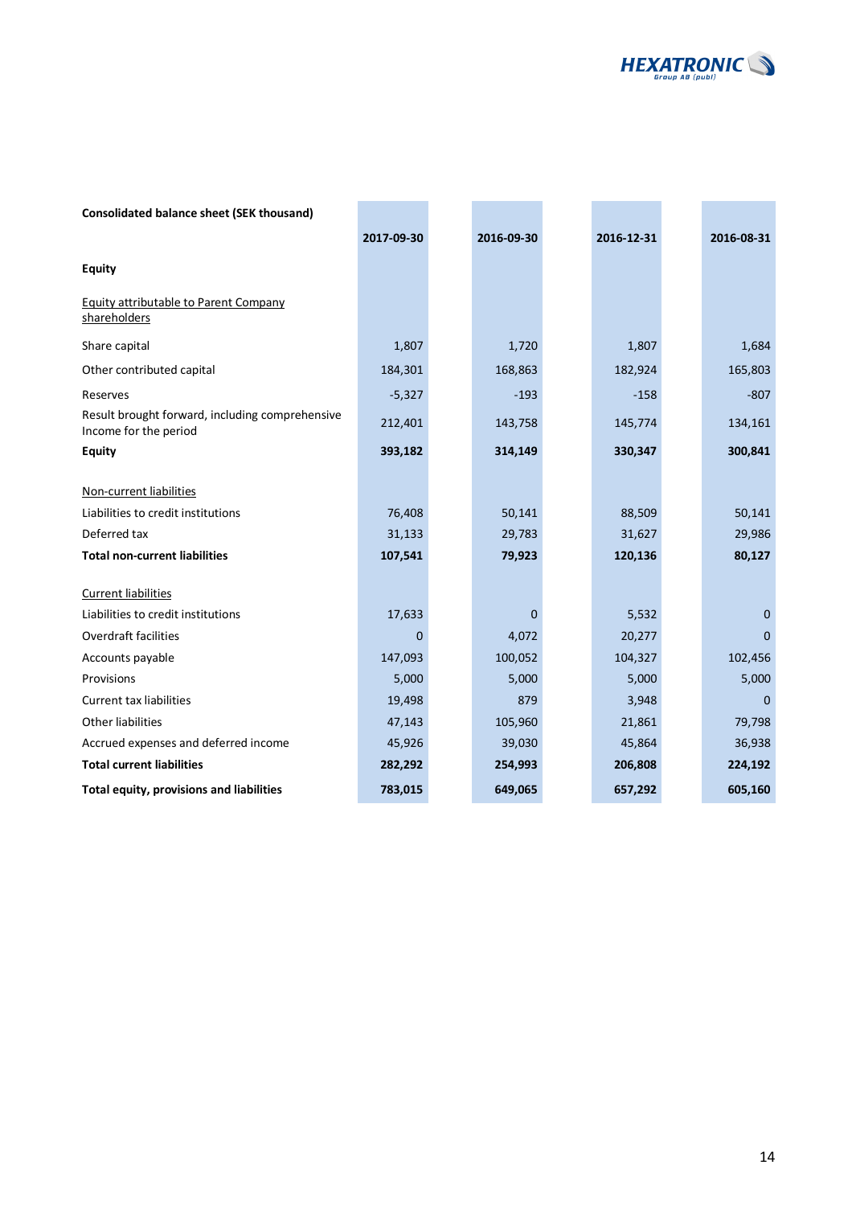| Consolidated balance sheet (SEK thousand) | 2017-09-30 | 2016-09-30 | 2016-12-31 | 2016-08-31 |
|---|---|---|---|---|
| **Equity** | | | | |
| Equity attributable to Parent Company shareholders | | | | |
| Share capital | 1,807 | 1,720 | 1,807 | 1,684 |
| Other contributed capital | 184,301 | 168,863 | 182,924 | 165,803 |
| Reserves | -5,327 | -193 | -158 | -807 |
| Result brought forward, including comprehensive Income for the period | 212,401 | 143,758 | 145,774 | 134,161 |
| **Equity** | **393,182** | **314,149** | **330,347** | **300,841** |
| Non-current liabilities | | | | |
| Liabilities to credit institutions | 76,408 | 50,141 | 88,509 | 50,141 |
| Deferred tax | 31,133 | 29,783 | 31,627 | 29,986 |
| **Total non-current liabilities** | **107,541** | **79,923** | **120,136** | **80,127** |
| Current liabilities | | | | |
| Liabilities to credit institutions | 17,633 | 0 | 5,532 | 0 |
| Overdraft facilities | 0 | 4,072 | 20,277 | 0 |
| Accounts payable | 147,093 | 100,052 | 104,327 | 102,456 |
| Provisions | 5,000 | 5,000 | 5,000 | 5,000 |
| Current tax liabilities | 19,498 | 879 | 3,948 | 0 |
| Other liabilities | 47,143 | 105,960 | 21,861 | 79,798 |
| Accrued expenses and deferred income | 45,926 | 39,030 | 45,864 | 36,938 |
| **Total current liabilities** | **282,292** | **254,993** | **206,808** | **224,192** |
| **Total equity, provisions and liabilities** | **783,015** | **649,065** | **657,292** | **605,160** |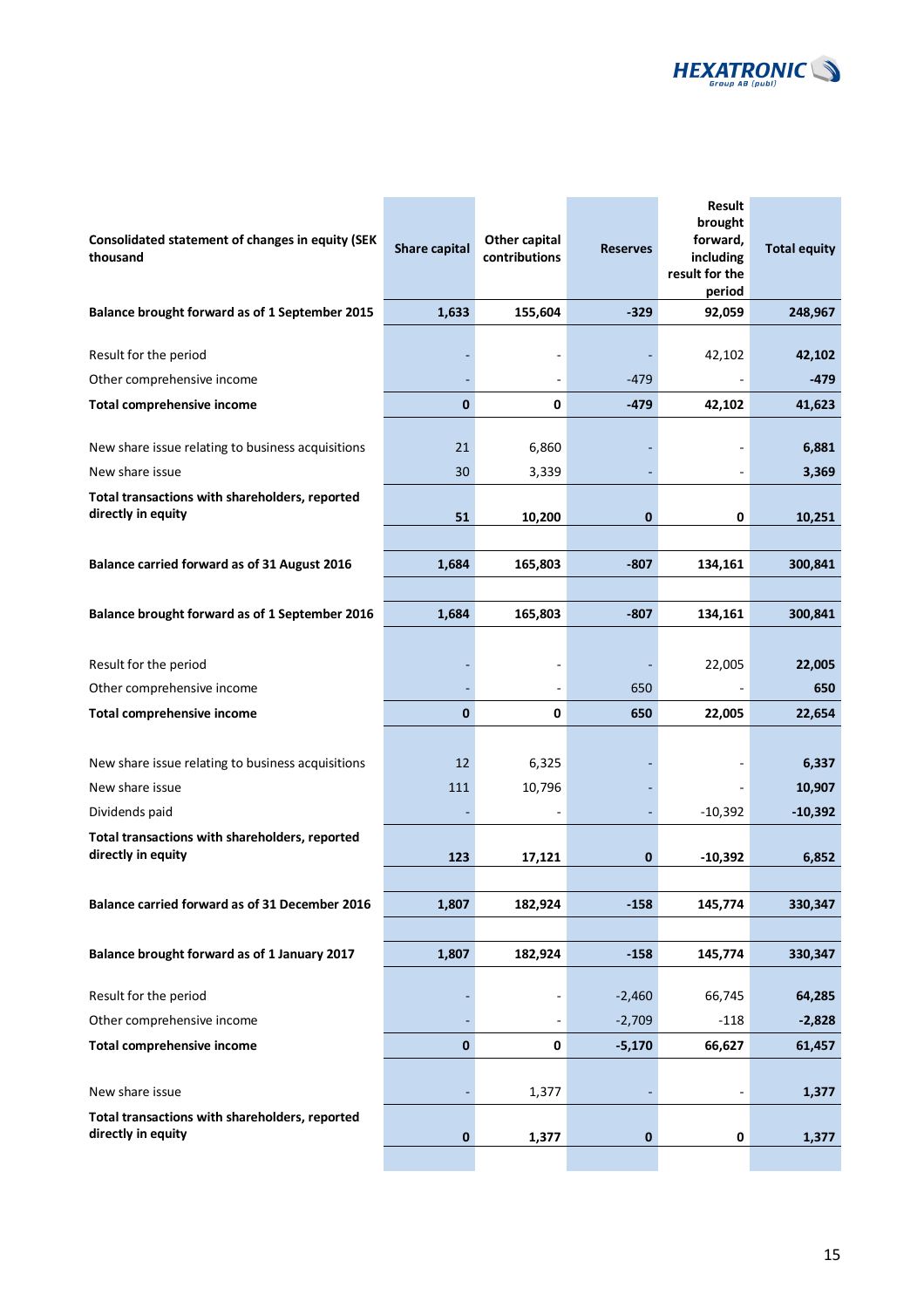| Consolidated statement of changes in equity (SEK thousand | Share capital | Other capital contributions | Reserves | Result brought forward, including result for the period | Total equity |
|---|---|---|---|---|---|
| **Balance brought forward as of 1 September 2015** | **1,633** | **155,604** | **-329** | **92,059** | **248,967** |
| | | | | | |
| Result for the period | - | - | - | 42,102 | **42,102** |
| Other comprehensive income | - | - | -479 | - | **-479** |
| **Total comprehensive income** | **0** | **0** | **-479** | **42,102** | **41,623** |
| | | | | | |
| New share issue relating to business acquisitions | 21 | 6,860 | - | - | **6,881** |
| New share issue | 30 | 3,339 | - | - | **3,369** |
| **Total transactions with shareholders, reported directly in equity** | **51** | **10,200** | **0** | **0** | **10,251** |
| | | | | | |
| **Balance carried forward as of 31 August 2016** | **1,684** | **165,803** | **-807** | **134,161** | **300,841** |
| | | | | | |
| **Balance brought forward as of 1 September 2016** | **1,684** | **165,803** | **-807** | **134,161** | **300,841** |
| | | | | | |
| Result for the period | - | - | - | 22,005 | **22,005** |
| Other comprehensive income | - | - | 650 | - | **650** |
| **Total comprehensive income** | **0** | **0** | **650** | **22,005** | **22,654** |
| | | | | | |
| New share issue relating to business acquisitions | 12 | 6,325 | - | - | **6,337** |
| New share issue | 111 | 10,796 | - | - | **10,907** |
| Dividends paid | - | - | - | -10,392 | **-10,392** |
| **Total transactions with shareholders, reported directly in equity** | **123** | **17,121** | **0** | **-10,392** | **6,852** |
| | | | | | |
| **Balance carried forward as of 31 December 2016** | **1,807** | **182,924** | **-158** | **145,774** | **330,347** |
| | | | | | |
| **Balance brought forward as of 1 January 2017** | **1,807** | **182,924** | **-158** | **145,774** | **330,347** |
| | | | | | |
| Result for the period | - | - | -2,460 | 66,745 | **64,285** |
| Other comprehensive income | - | - | -2,709 | -118 | **-2,828** |
| **Total comprehensive income** | **0** | **0** | **-5,170** | **66,627** | **61,457** |
| | | | | | |
| New share issue | - | 1,377 | - | - | **1,377** |
| **Total transactions with shareholders, reported directly in equity** | **0** | **1,377** | **0** | **0** | **1,377** |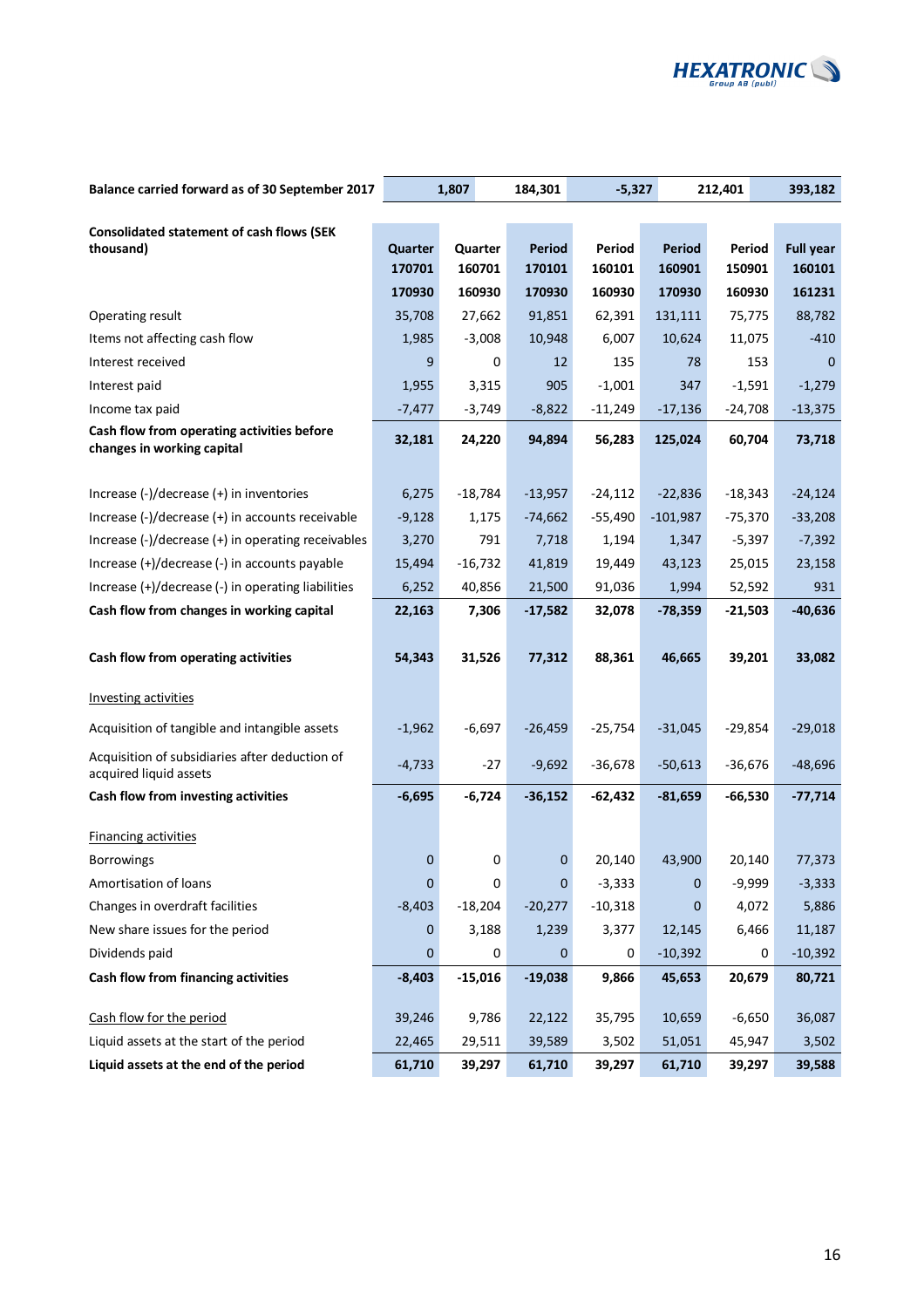| Balance carried forward as of 30 September 2017 | 1,807 | 184,301 | -5,327 | 212,401 | 393,182 |
|---|---|---|---|---|---|

| Consolidated statement of cash flows (SEK thousand) | Quarter 170701 170930 | Quarter 160701 160930 | Period 170101 170930 | Period 160101 160930 | Period 160901 170930 | Period 150901 160930 | Full year 160101 161231 |
|---|---|---|---|---|---|---|---|
| Operating result | 35,708 | 27,662 | 91,851 | 62,391 | 131,111 | 75,775 | 88,782 |
| Items not affecting cash flow | 1,985 | -3,008 | 10,948 | 6,007 | 10,624 | 11,075 | -410 |
| Interest received | 9 | 0 | 12 | 135 | 78 | 153 | 0 |
| Interest paid | 1,955 | 3,315 | 905 | -1,001 | 347 | -1,591 | -1,279 |
| Income tax paid | -7,477 | -3,749 | -8,822 | -11,249 | -17,136 | -24,708 | -13,375 |
| **Cash flow from operating activities before changes in working capital** | **32,181** | **24,220** | **94,894** | **56,283** | **125,024** | **60,704** | **73,718** |
| | | | | | | | |
| Increase (-)/decrease (+) in inventories | 6,275 | -18,784 | -13,957 | -24,112 | -22,836 | -18,343 | -24,124 |
| Increase (-)/decrease (+) in accounts receivable | -9,128 | 1,175 | -74,662 | -55,490 | -101,987 | -75,370 | -33,208 |
| Increase (-)/decrease (+) in operating receivables | 3,270 | 791 | 7,718 | 1,194 | 1,347 | -5,397 | -7,392 |
| Increase (+)/decrease (-) in accounts payable | 15,494 | -16,732 | 41,819 | 19,449 | 43,123 | 25,015 | 23,158 |
| Increase (+)/decrease (-) in operating liabilities | 6,252 | 40,856 | 21,500 | 91,036 | 1,994 | 52,592 | 931 |
| **Cash flow from changes in working capital** | **22,163** | **7,306** | **-17,582** | **32,078** | **-78,359** | **-21,503** | **-40,636** |
| | | | | | | | |
| **Cash flow from operating activities** | **54,343** | **31,526** | **77,312** | **88,361** | **46,665** | **39,201** | **33,082** |
| | | | | | | | |
| Investing activities | | | | | | | |
| Acquisition of tangible and intangible assets | -1,962 | -6,697 | -26,459 | -25,754 | -31,045 | -29,854 | -29,018 |
| Acquisition of subsidiaries after deduction of acquired liquid assets | -4,733 | -27 | -9,692 | -36,678 | -50,613 | -36,676 | -48,696 |
| **Cash flow from investing activities** | **-6,695** | **-6,724** | **-36,152** | **-62,432** | **-81,659** | **-66,530** | **-77,714** |
| | | | | | | | |
| Financing activities | | | | | | | |
| Borrowings | 0 | 0 | 0 | 20,140 | 43,900 | 20,140 | 77,373 |
| Amortisation of loans | 0 | 0 | 0 | -3,333 | 0 | -9,999 | -3,333 |
| Changes in overdraft facilities | -8,403 | -18,204 | -20,277 | -10,318 | 0 | 4,072 | 5,886 |
| New share issues for the period | 0 | 3,188 | 1,239 | 3,377 | 12,145 | 6,466 | 11,187 |
| Dividends paid | 0 | 0 | 0 | 0 | -10,392 | 0 | -10,392 |
| **Cash flow from financing activities** | **-8,403** | **-15,016** | **-19,038** | **9,866** | **45,653** | **20,679** | **80,721** |
| | | | | | | | |
| Cash flow for the period | 39,246 | 9,786 | 22,122 | 35,795 | 10,659 | -6,650 | 36,087 |
| Liquid assets at the start of the period | 22,465 | 29,511 | 39,589 | 3,502 | 51,051 | 45,947 | 3,502 |
| **Liquid assets at the end of the period** | **61,710** | **39,297** | **61,710** | **39,297** | **61,710** | **39,297** | **39,588** |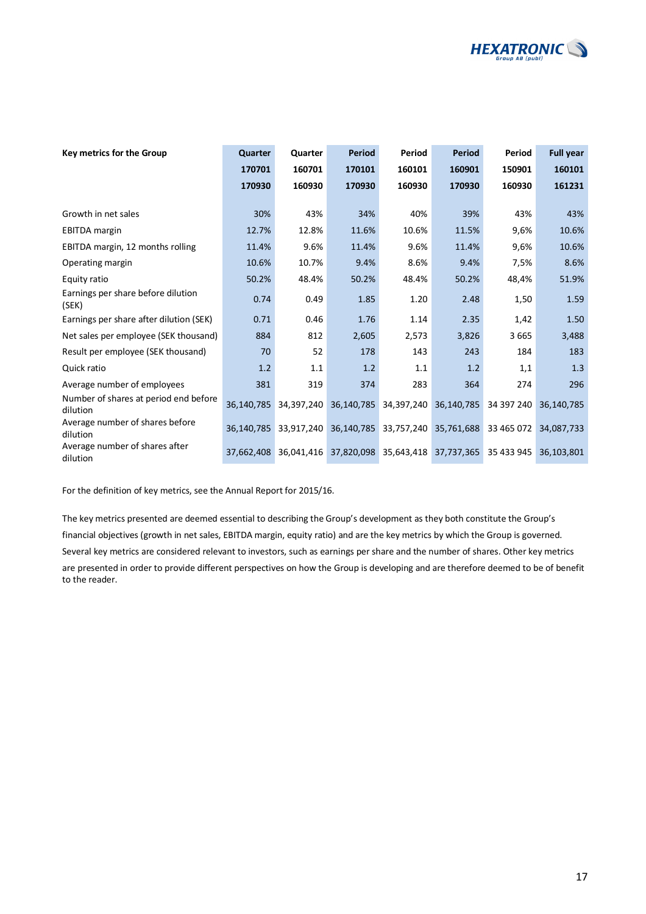| Key metrics for the Group | Quarter 170701 170930 | Quarter 160701 160930 | Period 170101 170930 | Period 160101 160930 | Period 160901 170930 | Period 150901 160930 | Full year 160101 161231 |
|---|---|---|---|---|---|---|---|
| Growth in net sales | 30% | 43% | 34% | 40% | 39% | 43% | 43% |
| EBITDA margin | 12.7% | 12.8% | 11.6% | 10.6% | 11.5% | 9,6% | 10.6% |
| EBITDA margin, 12 months rolling | 11.4% | 9.6% | 11.4% | 9.6% | 11.4% | 9,6% | 10.6% |
| Operating margin | 10.6% | 10.7% | 9.4% | 8.6% | 9.4% | 7,5% | 8.6% |
| Equity ratio | 50.2% | 48.4% | 50.2% | 48.4% | 50.2% | 48,4% | 51.9% |
| Earnings per share before dilution (SEK) | 0.74 | 0.49 | 1.85 | 1.20 | 2.48 | 1,50 | 1.59 |
| Earnings per share after dilution (SEK) | 0.71 | 0.46 | 1.76 | 1.14 | 2.35 | 1,42 | 1.50 |
| Net sales per employee (SEK thousand) | 884 | 812 | 2,605 | 2,573 | 3,826 | 3 665 | 3,488 |
| Result per employee (SEK thousand) | 70 | 52 | 178 | 143 | 243 | 184 | 183 |
| Quick ratio | 1.2 | 1.1 | 1.2 | 1.1 | 1.2 | 1,1 | 1.3 |
| Average number of employees | 381 | 319 | 374 | 283 | 364 | 274 | 296 |
| Number of shares at period end before dilution | 36,140,785 | 34,397,240 | 36,140,785 | 34,397,240 | 36,140,785 | 34 397 240 | 36,140,785 |
| Average number of shares before dilution | 36,140,785 | 33,917,240 | 36,140,785 | 33,757,240 | 35,761,688 | 33 465 072 | 34,087,733 |
| Average number of shares after dilution | 37,662,408 | 36,041,416 | 37,820,098 | 35,643,418 | 37,737,365 | 35 433 945 | 36,103,801 |

For the definition of key metrics, see the Annual Report for 2015/16.

The key metrics presented are deemed essential to describing the Group's development as they both constitute the Group's financial objectives (growth in net sales, EBITDA margin, equity ratio) and are the key metrics by which the Group is governed. Several key metrics are considered relevant to investors, such as earnings per share and the number of shares. Other key metrics are presented in order to provide different perspectives on how the Group is developing and are therefore deemed to be of benefit to the reader.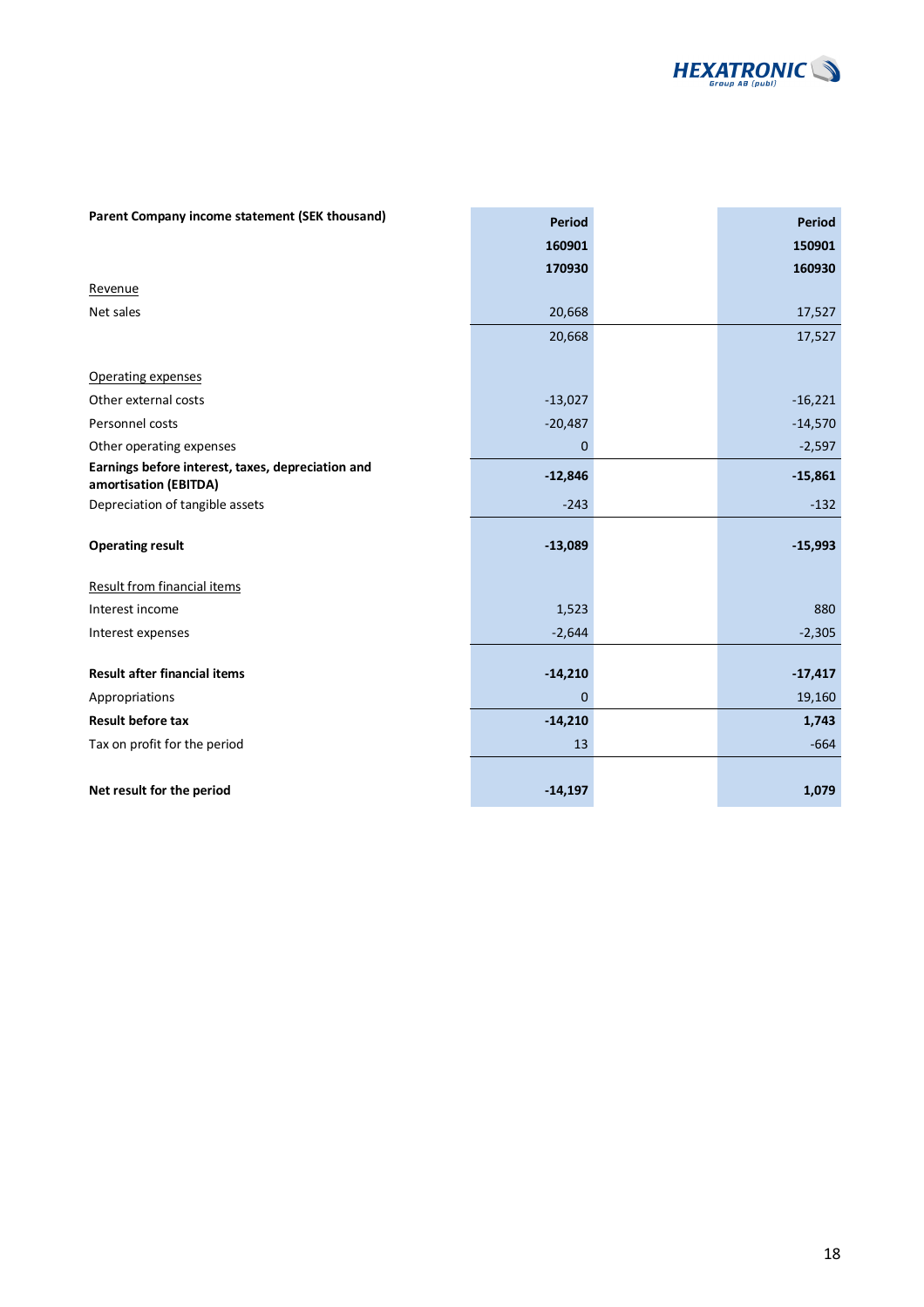| Parent Company income statement (SEK thousand) | Period 160901 170930 | Period 150901 160930 |
|---|---|---|
| Revenue | | |
| Net sales | 20,668 | 17,527 |
| | 20,668 | 17,527 |
| | | |
| Operating expenses | | |
| Other external costs | -13,027 | -16,221 |
| Personnel costs | -20,487 | -14,570 |
| Other operating expenses | 0 | -2,597 |
| **Earnings before interest, taxes, depreciation and amortisation (EBITDA)** | **-12,846** | **-15,861** |
| Depreciation of tangible assets | -243 | -132 |
| | | |
| **Operating result** | **-13,089** | **-15,993** |
| | | |
| Result from financial items | | |
| Interest income | 1,523 | 880 |
| Interest expenses | -2,644 | -2,305 |
| | | |
| **Result after financial items** | **-14,210** | **-17,417** |
| Appropriations | 0 | 19,160 |
| **Result before tax** | **-14,210** | **1,743** |
| Tax on profit for the period | 13 | -664 |
| | | |
| **Net result for the period** | **-14,197** | **1,079** |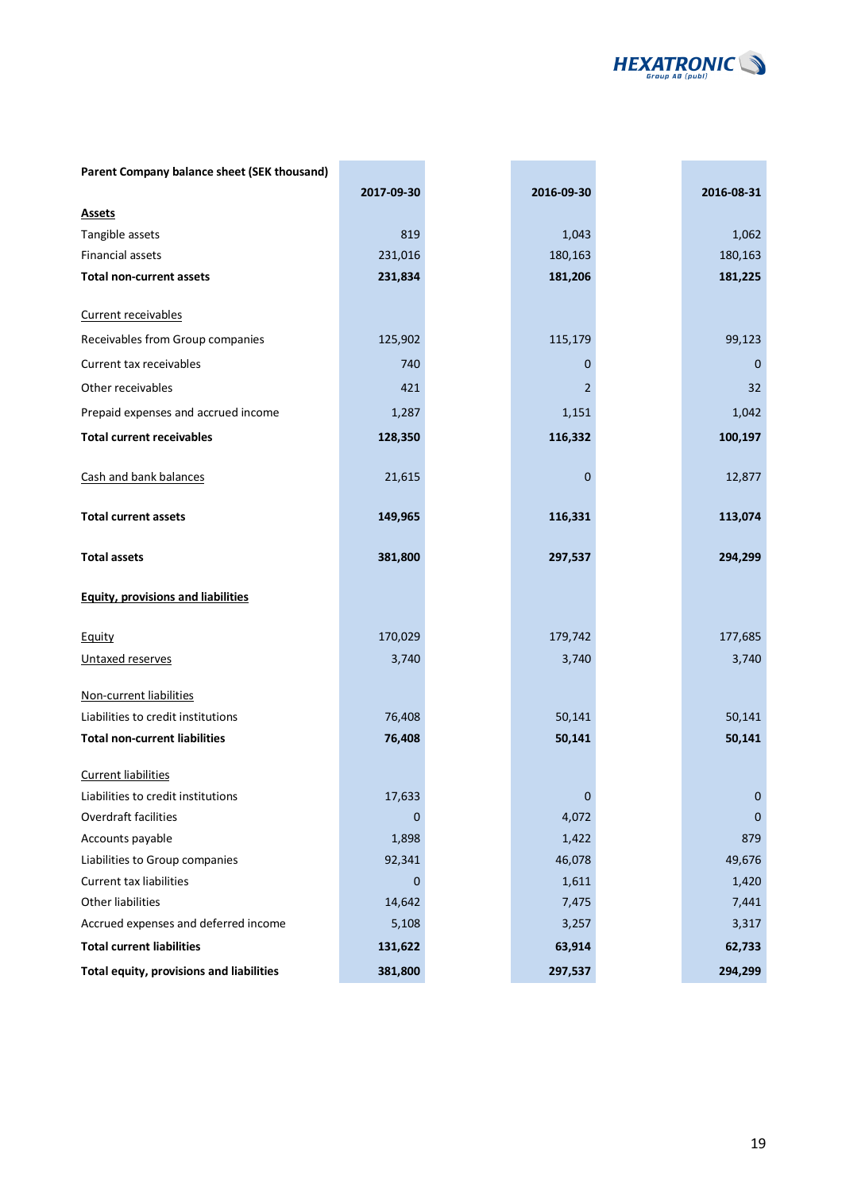| Parent Company balance sheet (SEK thousand) | 2017-09-30 | 2016-09-30 | 2016-08-31 |
|---|---|---|---|
| **Assets** | | | |
| Tangible assets | 819 | 1,043 | 1,062 |
| Financial assets | 231,016 | 180,163 | 180,163 |
| **Total non-current assets** | **231,834** | **181,206** | **181,225** |
| Current receivables | | | |
| Receivables from Group companies | 125,902 | 115,179 | 99,123 |
| Current tax receivables | 740 | 0 | 0 |
| Other receivables | 421 | 2 | 32 |
| Prepaid expenses and accrued income | 1,287 | 1,151 | 1,042 |
| **Total current receivables** | **128,350** | **116,332** | **100,197** |
| Cash and bank balances | 21,615 | 0 | 12,877 |
| **Total current assets** | **149,965** | **116,331** | **113,074** |
| **Total assets** | **381,800** | **297,537** | **294,299** |
| **Equity, provisions and liabilities** | | | |
| Equity | 170,029 | 179,742 | 177,685 |
| Untaxed reserves | 3,740 | 3,740 | 3,740 |
| Non-current liabilities | | | |
| Liabilities to credit institutions | 76,408 | 50,141 | 50,141 |
| **Total non-current liabilities** | **76,408** | **50,141** | **50,141** |
| Current liabilities | | | |
| Liabilities to credit institutions | 17,633 | 0 | 0 |
| Overdraft facilities | 0 | 4,072 | 0 |
| Accounts payable | 1,898 | 1,422 | 879 |
| Liabilities to Group companies | 92,341 | 46,078 | 49,676 |
| Current tax liabilities | 0 | 1,611 | 1,420 |
| Other liabilities | 14,642 | 7,475 | 7,441 |
| Accrued expenses and deferred income | 5,108 | 3,257 | 3,317 |
| **Total current liabilities** | **131,622** | **63,914** | **62,733** |
| **Total equity, provisions and liabilities** | **381,800** | **297,537** | **294,299** |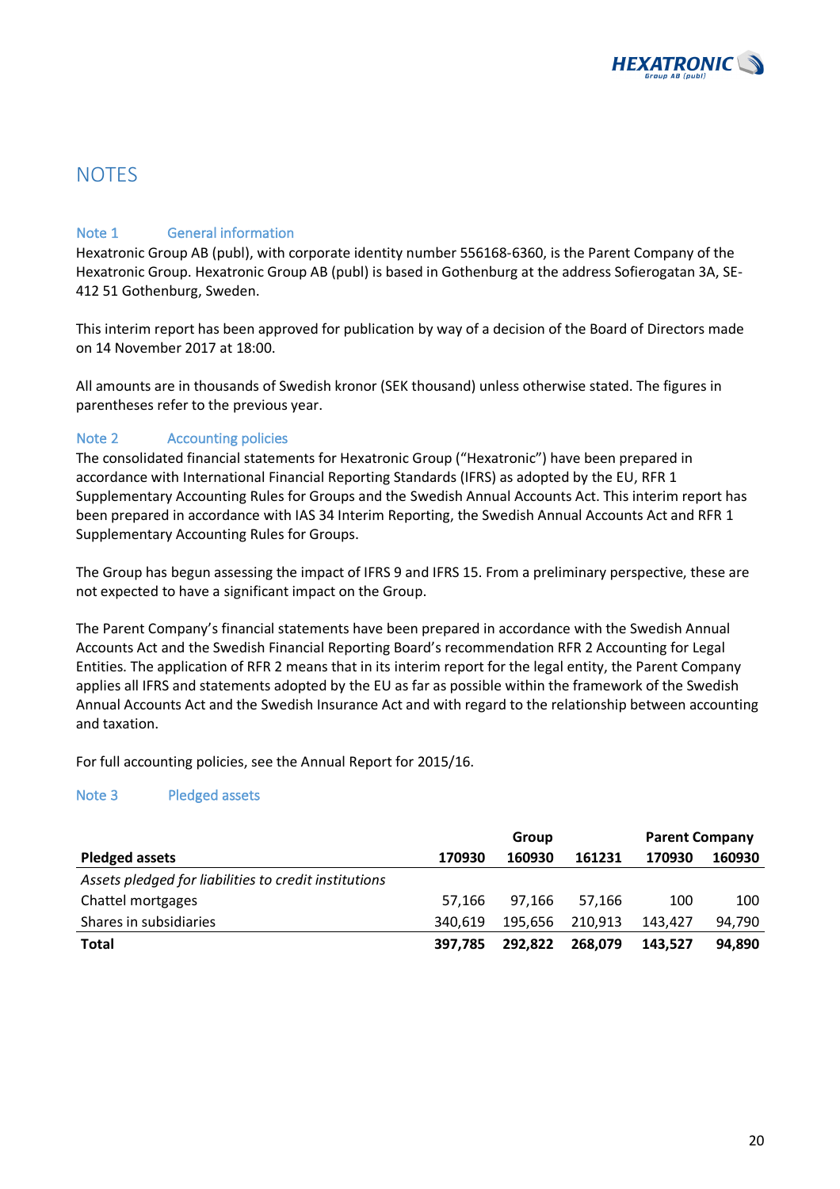# NOTES

## Note 1 General information

Hexatronic Group AB (publ), with corporate identity number 556168-6360, is the Parent Company of the Hexatronic Group. Hexatronic Group AB (publ) is based in Gothenburg at the address Sofierogatan 3A, SE-412 51 Gothenburg, Sweden.

This interim report has been approved for publication by way of a decision of the Board of Directors made on 14 November 2017 at 18:00.

All amounts are in thousands of Swedish kronor (SEK thousand) unless otherwise stated. The figures in parentheses refer to the previous year.

## Note 2 Accounting policies

The consolidated financial statements for Hexatronic Group ("Hexatronic") have been prepared in accordance with International Financial Reporting Standards (IFRS) as adopted by the EU, RFR 1 Supplementary Accounting Rules for Groups and the Swedish Annual Accounts Act. This interim report has been prepared in accordance with IAS 34 Interim Reporting, the Swedish Annual Accounts Act and RFR 1 Supplementary Accounting Rules for Groups.

The Group has begun assessing the impact of IFRS 9 and IFRS 15. From a preliminary perspective, these are not expected to have a significant impact on the Group.

The Parent Company's financial statements have been prepared in accordance with the Swedish Annual Accounts Act and the Swedish Financial Reporting Board's recommendation RFR 2 Accounting for Legal Entities. The application of RFR 2 means that in its interim report for the legal entity, the Parent Company applies all IFRS and statements adopted by the EU as far as possible within the framework of the Swedish Annual Accounts Act and the Swedish Insurance Act and with regard to the relationship between accounting and taxation.

For full accounting policies, see the Annual Report for 2015/16.

## Note 3 Pledged assets

| | Group | | | Parent Company | |
|---|---|---|---|---|---|
| **Pledged assets** | **170930** | **160930** | **161231** | **170930** | **160930** |
| *Assets pledged for liabilities to credit institutions* | | | | | |
| Chattel mortgages | 57,166 | 97,166 | 57,166 | 100 | 100 |
| Shares in subsidiaries | 340,619 | 195,656 | 210,913 | 143,427 | 94,790 |
| **Total** | **397,785** | **292,822** | **268,079** | **143,527** | **94,890** |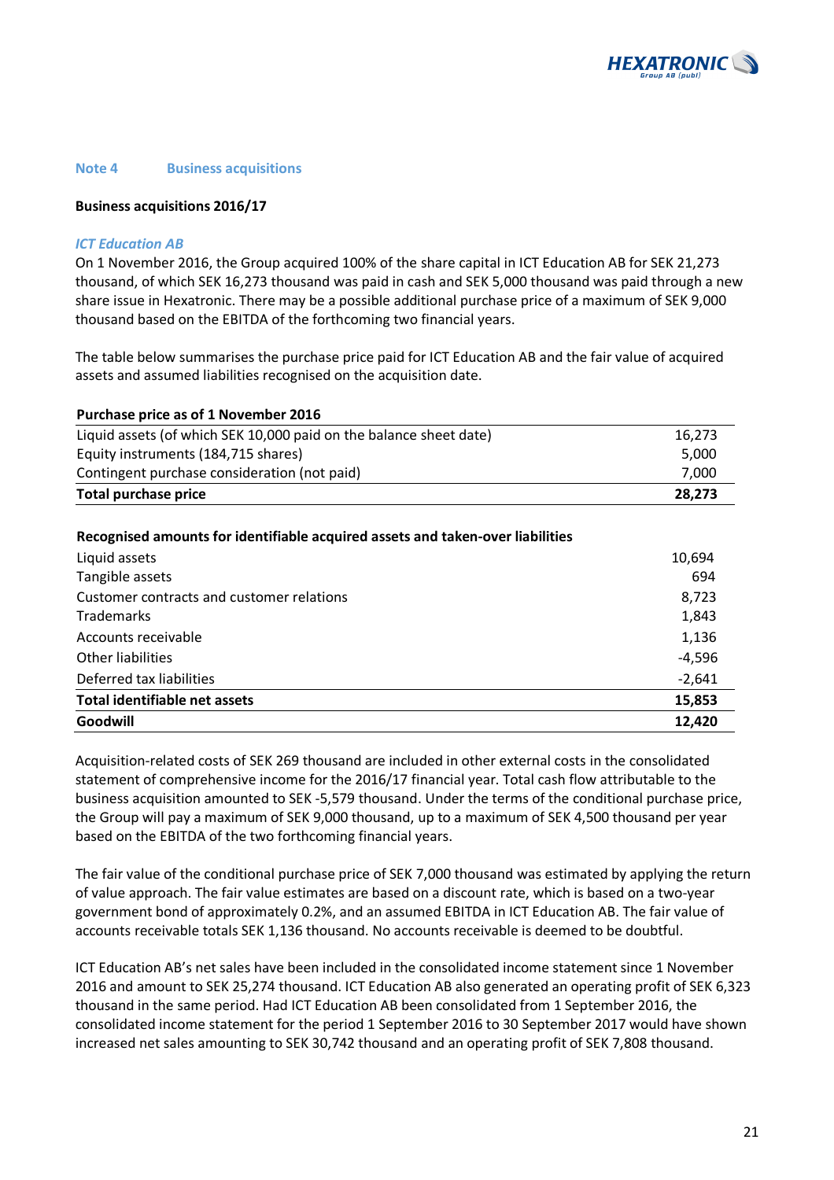## Note 4 Business acquisitions

**Business acquisitions 2016/17**

### *ICT Education AB*

On 1 November 2016, the Group acquired 100% of the share capital in ICT Education AB for SEK 21,273 thousand, of which SEK 16,273 thousand was paid in cash and SEK 5,000 thousand was paid through a new share issue in Hexatronic. There may be a possible additional purchase price of a maximum of SEK 9,000 thousand based on the EBITDA of the forthcoming two financial years.

The table below summarises the purchase price paid for ICT Education AB and the fair value of acquired assets and assumed liabilities recognised on the acquisition date.

| **Purchase price as of 1 November 2016** | |
|---|---|
| Liquid assets (of which SEK 10,000 paid on the balance sheet date) | 16,273 |
| Equity instruments (184,715 shares) | 5,000 |
| Contingent purchase consideration (not paid) | 7,000 |
| **Total purchase price** | **28,273** |

| **Recognised amounts for identifiable acquired assets and taken-over liabilities** | |
|---|---|
| Liquid assets | 10,694 |
| Tangible assets | 694 |
| Customer contracts and customer relations | 8,723 |
| Trademarks | 1,843 |
| Accounts receivable | 1,136 |
| Other liabilities | -4,596 |
| Deferred tax liabilities | -2,641 |
| **Total identifiable net assets** | **15,853** |
| **Goodwill** | **12,420** |

Acquisition-related costs of SEK 269 thousand are included in other external costs in the consolidated statement of comprehensive income for the 2016/17 financial year. Total cash flow attributable to the business acquisition amounted to SEK -5,579 thousand. Under the terms of the conditional purchase price, the Group will pay a maximum of SEK 9,000 thousand, up to a maximum of SEK 4,500 thousand per year based on the EBITDA of the two forthcoming financial years.

The fair value of the conditional purchase price of SEK 7,000 thousand was estimated by applying the return of value approach. The fair value estimates are based on a discount rate, which is based on a two-year government bond of approximately 0.2%, and an assumed EBITDA in ICT Education AB. The fair value of accounts receivable totals SEK 1,136 thousand. No accounts receivable is deemed to be doubtful.

ICT Education AB's net sales have been included in the consolidated income statement since 1 November 2016 and amount to SEK 25,274 thousand. ICT Education AB also generated an operating profit of SEK 6,323 thousand in the same period. Had ICT Education AB been consolidated from 1 September 2016, the consolidated income statement for the period 1 September 2016 to 30 September 2017 would have shown increased net sales amounting to SEK 30,742 thousand and an operating profit of SEK 7,808 thousand.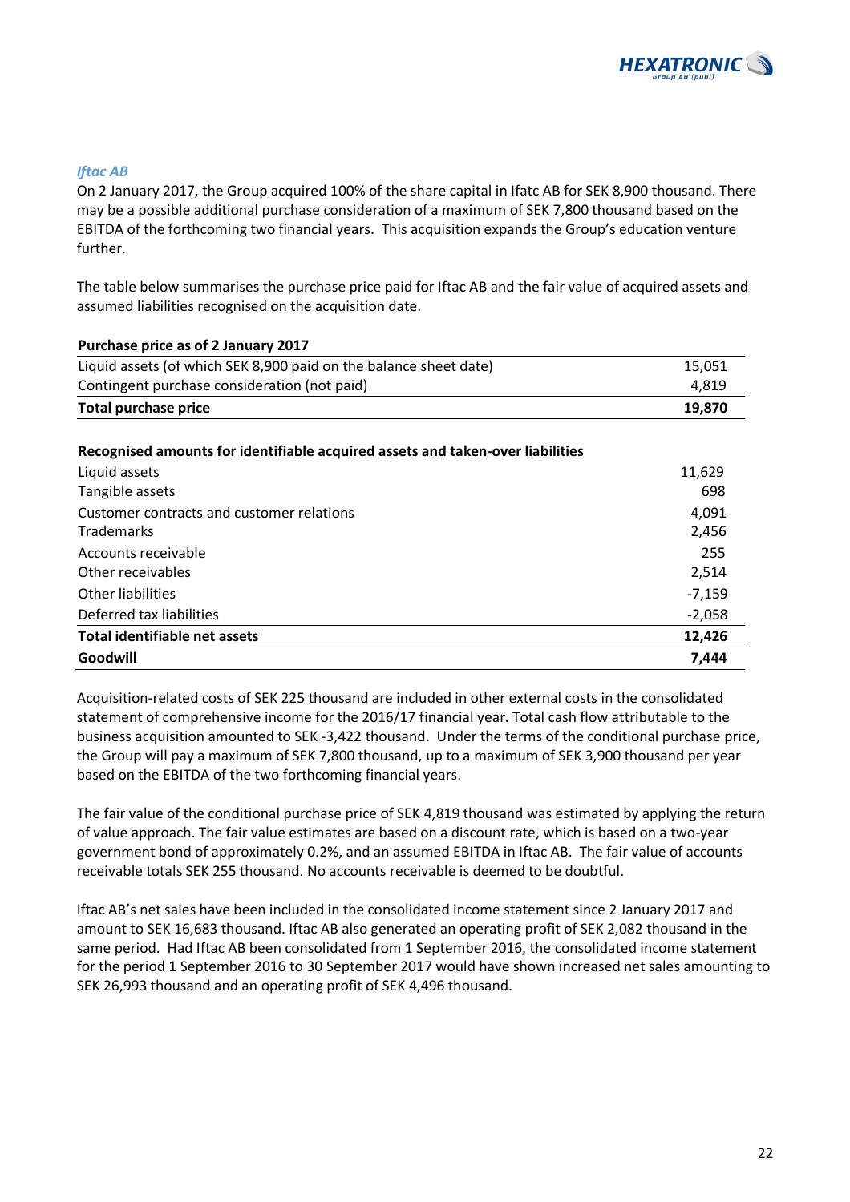### *Iftac AB*

On 2 January 2017, the Group acquired 100% of the share capital in Ifatc AB for SEK 8,900 thousand. There may be a possible additional purchase consideration of a maximum of SEK 7,800 thousand based on the EBITDA of the forthcoming two financial years. This acquisition expands the Group's education venture further.

The table below summarises the purchase price paid for Iftac AB and the fair value of acquired assets and assumed liabilities recognised on the acquisition date.

| **Purchase price as of 2 January 2017** | |
|---|---|
| Liquid assets (of which SEK 8,900 paid on the balance sheet date) | 15,051 |
| Contingent purchase consideration (not paid) | 4,819 |
| **Total purchase price** | **19,870** |

| **Recognised amounts for identifiable acquired assets and taken-over liabilities** | |
|---|---|
| Liquid assets | 11,629 |
| Tangible assets | 698 |
| Customer contracts and customer relations | 4,091 |
| Trademarks | 2,456 |
| Accounts receivable | 255 |
| Other receivables | 2,514 |
| Other liabilities | -7,159 |
| Deferred tax liabilities | -2,058 |
| **Total identifiable net assets** | **12,426** |
| **Goodwill** | **7,444** |

Acquisition-related costs of SEK 225 thousand are included in other external costs in the consolidated statement of comprehensive income for the 2016/17 financial year. Total cash flow attributable to the business acquisition amounted to SEK -3,422 thousand. Under the terms of the conditional purchase price, the Group will pay a maximum of SEK 7,800 thousand, up to a maximum of SEK 3,900 thousand per year based on the EBITDA of the two forthcoming financial years.

The fair value of the conditional purchase price of SEK 4,819 thousand was estimated by applying the return of value approach. The fair value estimates are based on a discount rate, which is based on a two-year government bond of approximately 0.2%, and an assumed EBITDA in Iftac AB. The fair value of accounts receivable totals SEK 255 thousand. No accounts receivable is deemed to be doubtful.

Iftac AB's net sales have been included in the consolidated income statement since 2 January 2017 and amount to SEK 16,683 thousand. Iftac AB also generated an operating profit of SEK 2,082 thousand in the same period. Had Iftac AB been consolidated from 1 September 2016, the consolidated income statement for the period 1 September 2016 to 30 September 2017 would have shown increased net sales amounting to SEK 26,993 thousand and an operating profit of SEK 4,496 thousand.